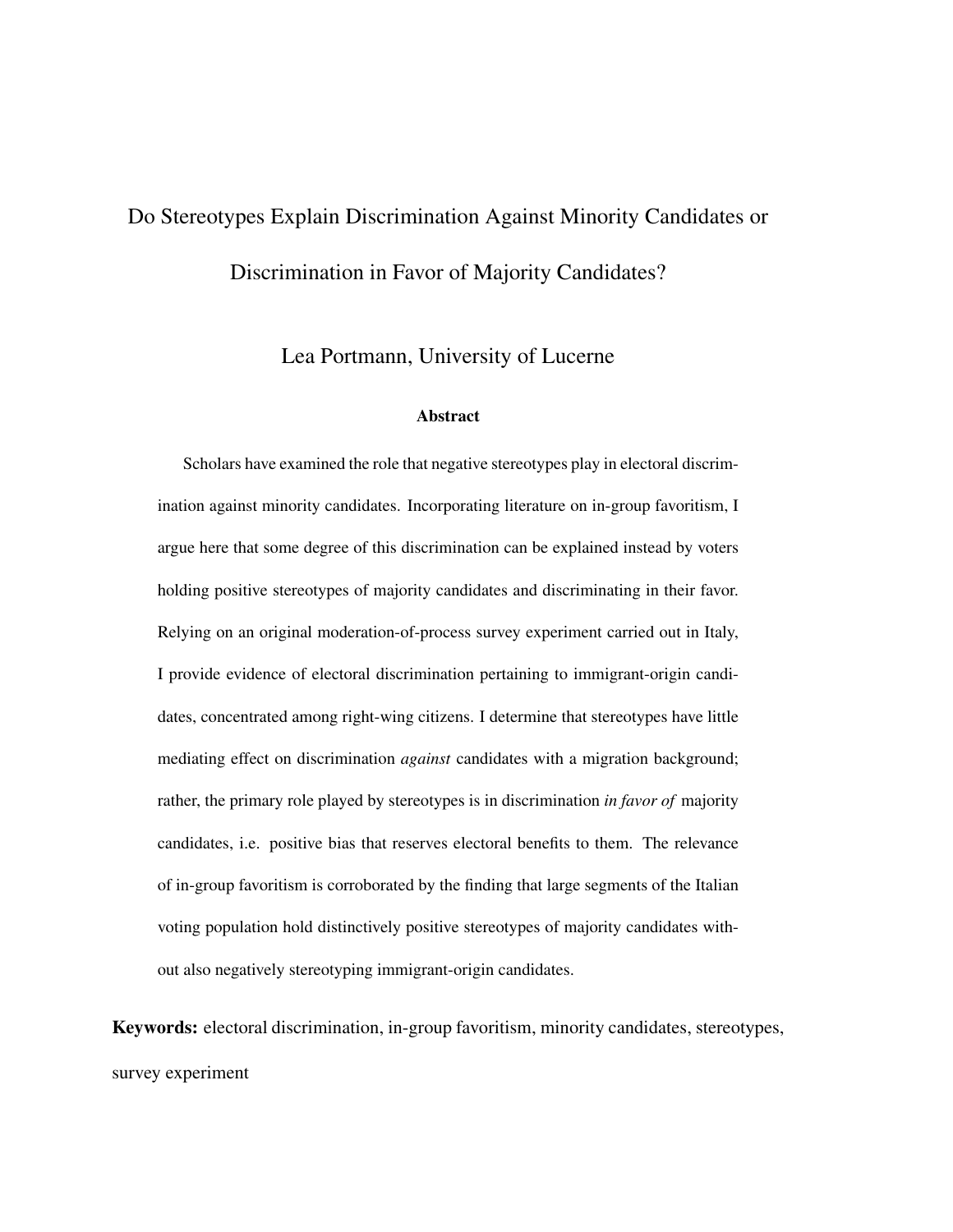# Do Stereotypes Explain Discrimination Against Minority Candidates or Discrimination in Favor of Majority Candidates?

Lea Portmann, University of Lucerne

### Abstract

Scholars have examined the role that negative stereotypes play in electoral discrimination against minority candidates. Incorporating literature on in-group favoritism, I argue here that some degree of this discrimination can be explained instead by voters holding positive stereotypes of majority candidates and discriminating in their favor. Relying on an original moderation-of-process survey experiment carried out in Italy, I provide evidence of electoral discrimination pertaining to immigrant-origin candidates, concentrated among right-wing citizens. I determine that stereotypes have little mediating effect on discrimination *against* candidates with a migration background; rather, the primary role played by stereotypes is in discrimination *in favor of* majority candidates, i.e. positive bias that reserves electoral benefits to them. The relevance of in-group favoritism is corroborated by the finding that large segments of the Italian voting population hold distinctively positive stereotypes of majority candidates without also negatively stereotyping immigrant-origin candidates.

**Keywords:** electoral discrimination, in-group favoritism, minority candidates, stereotypes, survey experiment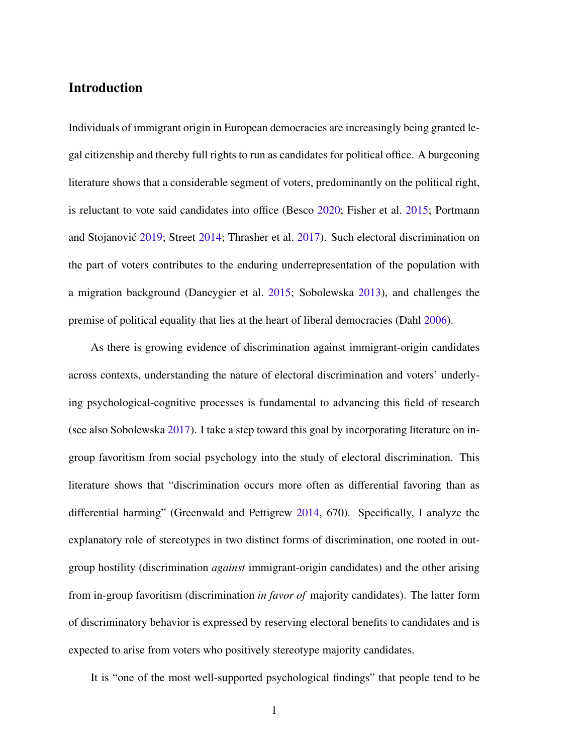# Introduction

Individuals of immigrant origin in European democracies are increasingly being granted legal citizenship and thereby full rights to run as candidates for political office. A burgeoning literature shows that a considerable segment of voters, predominantly on the political right, is reluctant to vote said candidates into office (Besco 2020; Fisher et al. 2015; Portmann and Stojanović 2019; Street 2014; Thrasher et al. 2017). Such electoral discrimination on the part of voters contributes to the enduring underrepresentation of the population with a migration background (Dancygier et al. 2015; Sobolewska 2013), and challenges the premise of political equality that lies at the heart of liberal democracies (Dahl 2006).

As there is growing evidence of discrimination against immigrant-origin candidates across contexts, understanding the nature of electoral discrimination and voters' underlying psychological-cognitive processes is fundamental to advancing this field of research (see also Sobolewska 2017). I take a step toward this goal by incorporating literature on in-group favoritism from social psychology into the study of electoral discrimination. This literature shows that "discrimination occurs more often as differential favoring than as differential harming" (Greenwald and Pettigrew 2014, 670). Specifically, I analyze the explanatory role of stereotypes in two distinct forms of discrimination, one rooted in out-group hostility (discrimination *against* immigrant-origin candidates) and the other arising from in-group favoritism (discrimination *in favor of* majority candidates). The latter form of discriminatory behavior is expressed by reserving electoral benefits to candidates and is expected to arise from voters who positively stereotype majority candidates.

It is "one of the most well-supported psychological findings" that people tend to be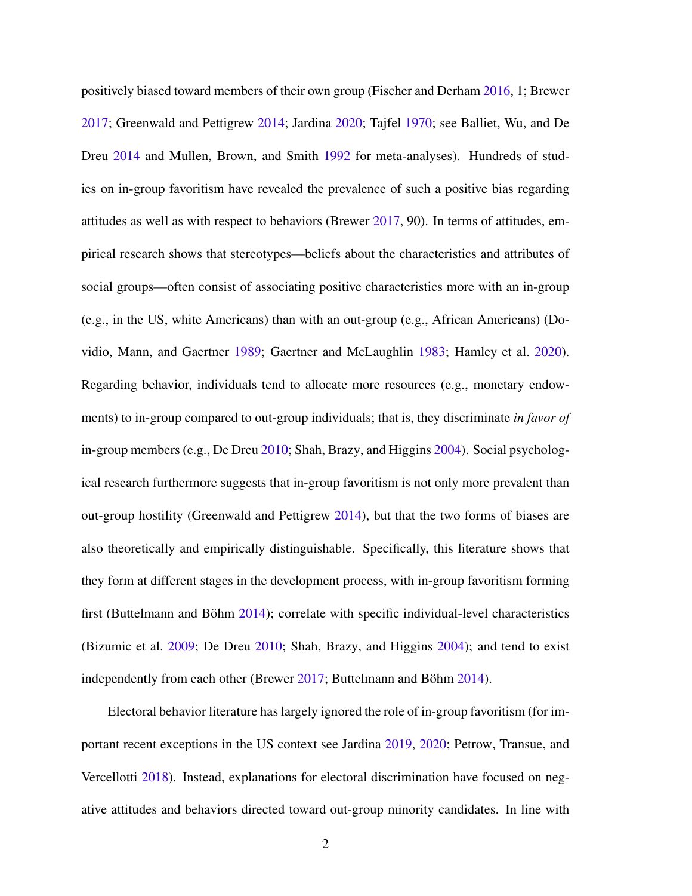positively biased toward members of their own group (Fischer and Derham 2016, 1; Brewer 2017; Greenwald and Pettigrew 2014; Jardina 2020; Tajfel 1970; see Balliet, Wu, and De Dreu 2014 and Mullen, Brown, and Smith 1992 for meta-analyses). Hundreds of studies on in-group favoritism have revealed the prevalence of such a positive bias regarding attitudes as well as with respect to behaviors (Brewer 2017, 90). In terms of attitudes, empirical research shows that stereotypes—beliefs about the characteristics and attributes of social groups—often consist of associating positive characteristics more with an in-group (e.g., in the US, white Americans) than with an out-group (e.g., African Americans) (Dovidio, Mann, and Gaertner 1989; Gaertner and McLaughlin 1983; Hamley et al. 2020). Regarding behavior, individuals tend to allocate more resources (e.g., monetary endowments) to in-group compared to out-group individuals; that is, they discriminate *in favor of* in-group members (e.g., De Dreu 2010; Shah, Brazy, and Higgins 2004). Social psychological research furthermore suggests that in-group favoritism is not only more prevalent than out-group hostility (Greenwald and Pettigrew 2014), but that the two forms of biases are also theoretically and empirically distinguishable. Specifically, this literature shows that they form at different stages in the development process, with in-group favoritism forming first (Buttelmann and Böhm 2014); correlate with specific individual-level characteristics (Bizumic et al. 2009; De Dreu 2010; Shah, Brazy, and Higgins 2004); and tend to exist independently from each other (Brewer 2017; Buttelmann and Böhm 2014).

Electoral behavior literature has largely ignored the role of in-group favoritism (for important recent exceptions in the US context see Jardina 2019, 2020; Petrow, Transue, and Vercellotti 2018). Instead, explanations for electoral discrimination have focused on negative attitudes and behaviors directed toward out-group minority candidates. In line with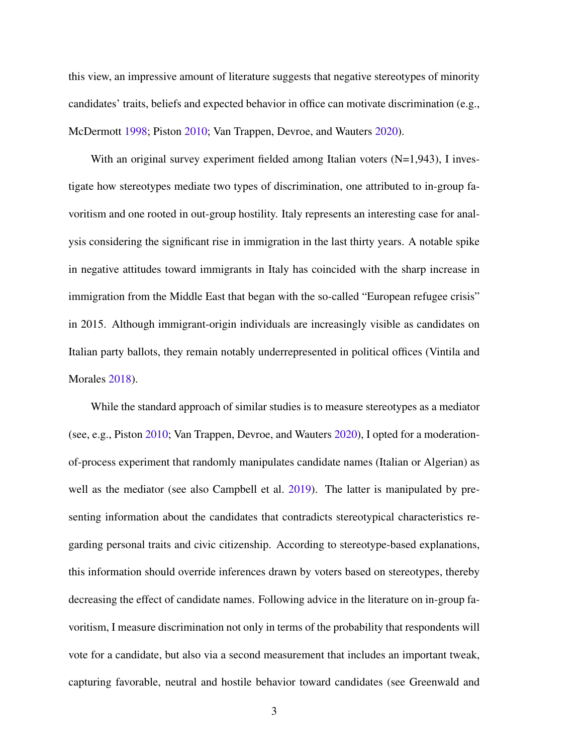this view, an impressive amount of literature suggests that negative stereotypes of minority candidates' traits, beliefs and expected behavior in office can motivate discrimination (e.g., McDermott 1998; Piston 2010; Van Trappen, Devroe, and Wauters 2020).

With an original survey experiment fielded among Italian voters (N=1,943), I investigate how stereotypes mediate two types of discrimination, one attributed to in-group favoritism and one rooted in out-group hostility. Italy represents an interesting case for analysis considering the significant rise in immigration in the last thirty years. A notable spike in negative attitudes toward immigrants in Italy has coincided with the sharp increase in immigration from the Middle East that began with the so-called "European refugee crisis" in 2015. Although immigrant-origin individuals are increasingly visible as candidates on Italian party ballots, they remain notably underrepresented in political offices (Vintila and Morales 2018).

While the standard approach of similar studies is to measure stereotypes as a mediator (see, e.g., Piston 2010; Van Trappen, Devroe, and Wauters 2020), I opted for a moderation-of-process experiment that randomly manipulates candidate names (Italian or Algerian) as well as the mediator (see also Campbell et al. 2019). The latter is manipulated by presenting information about the candidates that contradicts stereotypical characteristics regarding personal traits and civic citizenship. According to stereotype-based explanations, this information should override inferences drawn by voters based on stereotypes, thereby decreasing the effect of candidate names. Following advice in the literature on in-group favoritism, I measure discrimination not only in terms of the probability that respondents will vote for a candidate, but also via a second measurement that includes an important tweak, capturing favorable, neutral and hostile behavior toward candidates (see Greenwald and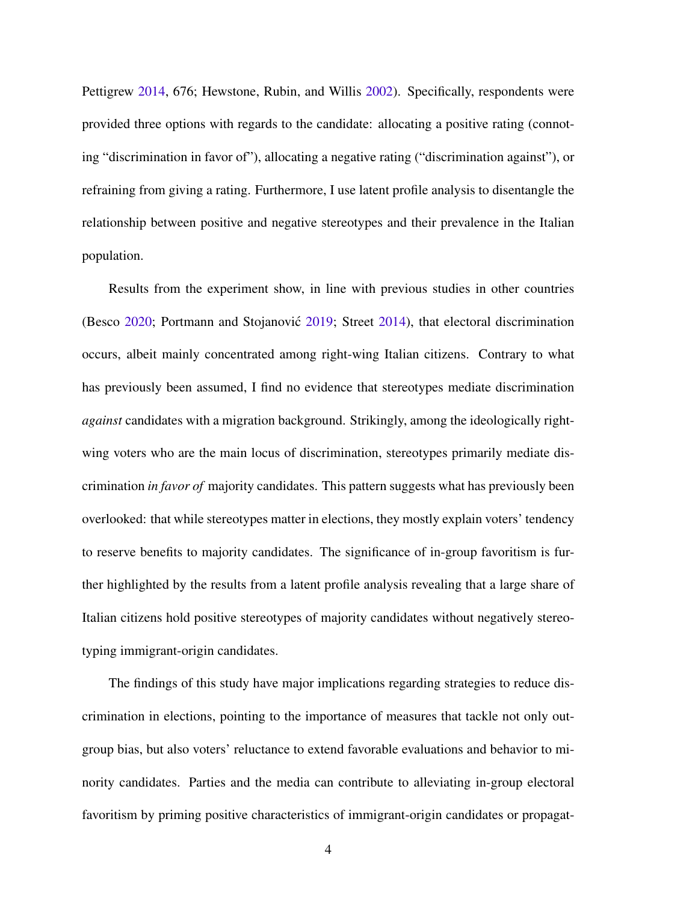Pettigrew 2014, 676; Hewstone, Rubin, and Willis 2002). Specifically, respondents were provided three options with regards to the candidate: allocating a positive rating (connoting "discrimination in favor of"), allocating a negative rating ("discrimination against"), or refraining from giving a rating. Furthermore, I use latent profile analysis to disentangle the relationship between positive and negative stereotypes and their prevalence in the Italian population.

Results from the experiment show, in line with previous studies in other countries (Besco 2020; Portmann and Stojanović 2019; Street 2014), that electoral discrimination occurs, albeit mainly concentrated among right-wing Italian citizens. Contrary to what has previously been assumed, I find no evidence that stereotypes mediate discrimination *against* candidates with a migration background. Strikingly, among the ideologically right-wing voters who are the main locus of discrimination, stereotypes primarily mediate discrimination *in favor of* majority candidates. This pattern suggests what has previously been overlooked: that while stereotypes matter in elections, they mostly explain voters' tendency to reserve benefits to majority candidates. The significance of in-group favoritism is further highlighted by the results from a latent profile analysis revealing that a large share of Italian citizens hold positive stereotypes of majority candidates without negatively stereotyping immigrant-origin candidates.

The findings of this study have major implications regarding strategies to reduce discrimination in elections, pointing to the importance of measures that tackle not only out-group bias, but also voters' reluctance to extend favorable evaluations and behavior to minority candidates. Parties and the media can contribute to alleviating in-group electoral favoritism by priming positive characteristics of immigrant-origin candidates or propagat-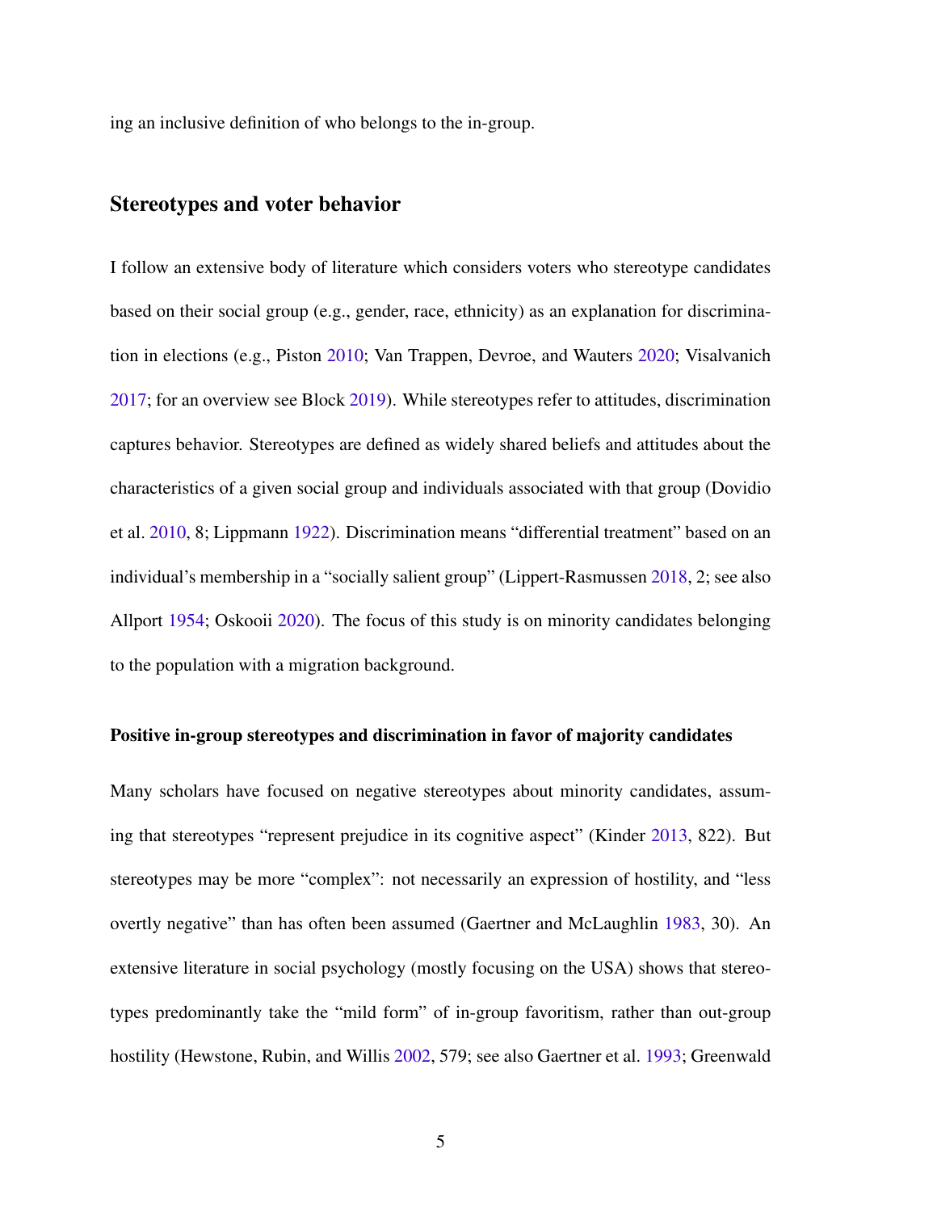ing an inclusive definition of who belongs to the in-group.

## Stereotypes and voter behavior

I follow an extensive body of literature which considers voters who stereotype candidates based on their social group (e.g., gender, race, ethnicity) as an explanation for discrimination in elections (e.g., Piston 2010; Van Trappen, Devroe, and Wauters 2020; Visalvanich 2017; for an overview see Block 2019). While stereotypes refer to attitudes, discrimination captures behavior. Stereotypes are defined as widely shared beliefs and attitudes about the characteristics of a given social group and individuals associated with that group (Dovidio et al. 2010, 8; Lippmann 1922). Discrimination means "differential treatment" based on an individual's membership in a "socially salient group" (Lippert-Rasmussen 2018, 2; see also Allport 1954; Oskooii 2020). The focus of this study is on minority candidates belonging to the population with a migration background.

### Positive in-group stereotypes and discrimination in favor of majority candidates

Many scholars have focused on negative stereotypes about minority candidates, assuming that stereotypes "represent prejudice in its cognitive aspect" (Kinder 2013, 822). But stereotypes may be more "complex": not necessarily an expression of hostility, and "less overtly negative" than has often been assumed (Gaertner and McLaughlin 1983, 30). An extensive literature in social psychology (mostly focusing on the USA) shows that stereotypes predominantly take the "mild form" of in-group favoritism, rather than out-group hostility (Hewstone, Rubin, and Willis 2002, 579; see also Gaertner et al. 1993; Greenwald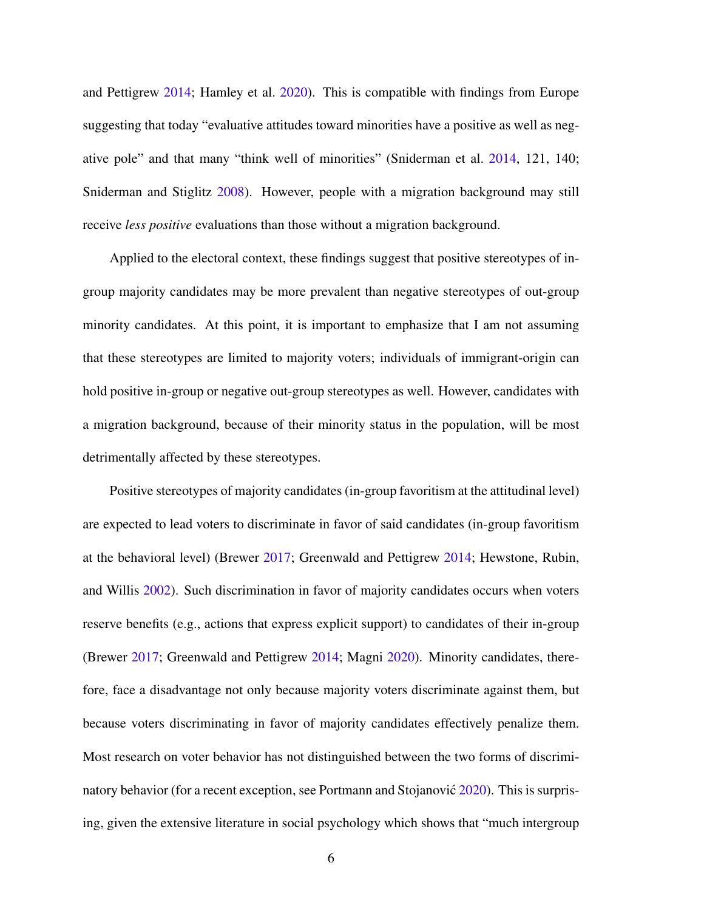and Pettigrew 2014; Hamley et al. 2020). This is compatible with findings from Europe suggesting that today "evaluative attitudes toward minorities have a positive as well as negative pole" and that many "think well of minorities" (Sniderman et al. 2014, 121, 140; Sniderman and Stiglitz 2008). However, people with a migration background may still receive *less positive* evaluations than those without a migration background.

Applied to the electoral context, these findings suggest that positive stereotypes of in-group majority candidates may be more prevalent than negative stereotypes of out-group minority candidates. At this point, it is important to emphasize that I am not assuming that these stereotypes are limited to majority voters; individuals of immigrant-origin can hold positive in-group or negative out-group stereotypes as well. However, candidates with a migration background, because of their minority status in the population, will be most detrimentally affected by these stereotypes.

Positive stereotypes of majority candidates (in-group favoritism at the attitudinal level) are expected to lead voters to discriminate in favor of said candidates (in-group favoritism at the behavioral level) (Brewer 2017; Greenwald and Pettigrew 2014; Hewstone, Rubin, and Willis 2002). Such discrimination in favor of majority candidates occurs when voters reserve benefits (e.g., actions that express explicit support) to candidates of their in-group (Brewer 2017; Greenwald and Pettigrew 2014; Magni 2020). Minority candidates, therefore, face a disadvantage not only because majority voters discriminate against them, but because voters discriminating in favor of majority candidates effectively penalize them. Most research on voter behavior has not distinguished between the two forms of discriminatory behavior (for a recent exception, see Portmann and Stojanović 2020). This is surprising, given the extensive literature in social psychology which shows that "much intergroup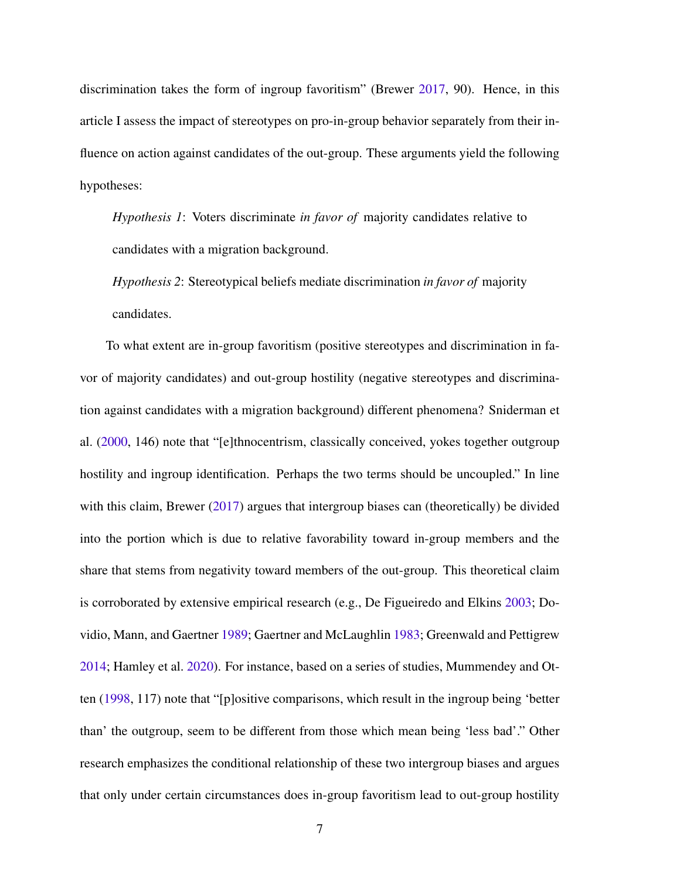discrimination takes the form of ingroup favoritism" (Brewer 2017, 90). Hence, in this article I assess the impact of stereotypes on pro-in-group behavior separately from their influence on action against candidates of the out-group. These arguments yield the following hypotheses:

> *Hypothesis 1*: Voters discriminate *in favor of* majority candidates relative to candidates with a migration background.
>
> *Hypothesis 2*: Stereotypical beliefs mediate discrimination *in favor of* majority candidates.

To what extent are in-group favoritism (positive stereotypes and discrimination in favor of majority candidates) and out-group hostility (negative stereotypes and discrimination against candidates with a migration background) different phenomena? Sniderman et al. (2000, 146) note that "[e]thnocentrism, classically conceived, yokes together outgroup hostility and ingroup identification. Perhaps the two terms should be uncoupled." In line with this claim, Brewer (2017) argues that intergroup biases can (theoretically) be divided into the portion which is due to relative favorability toward in-group members and the share that stems from negativity toward members of the out-group. This theoretical claim is corroborated by extensive empirical research (e.g., De Figueiredo and Elkins 2003; Dovidio, Mann, and Gaertner 1989; Gaertner and McLaughlin 1983; Greenwald and Pettigrew 2014; Hamley et al. 2020). For instance, based on a series of studies, Mummendey and Otten (1998, 117) note that "[p]ositive comparisons, which result in the ingroup being 'better than' the outgroup, seem to be different from those which mean being 'less bad'." Other research emphasizes the conditional relationship of these two intergroup biases and argues that only under certain circumstances does in-group favoritism lead to out-group hostility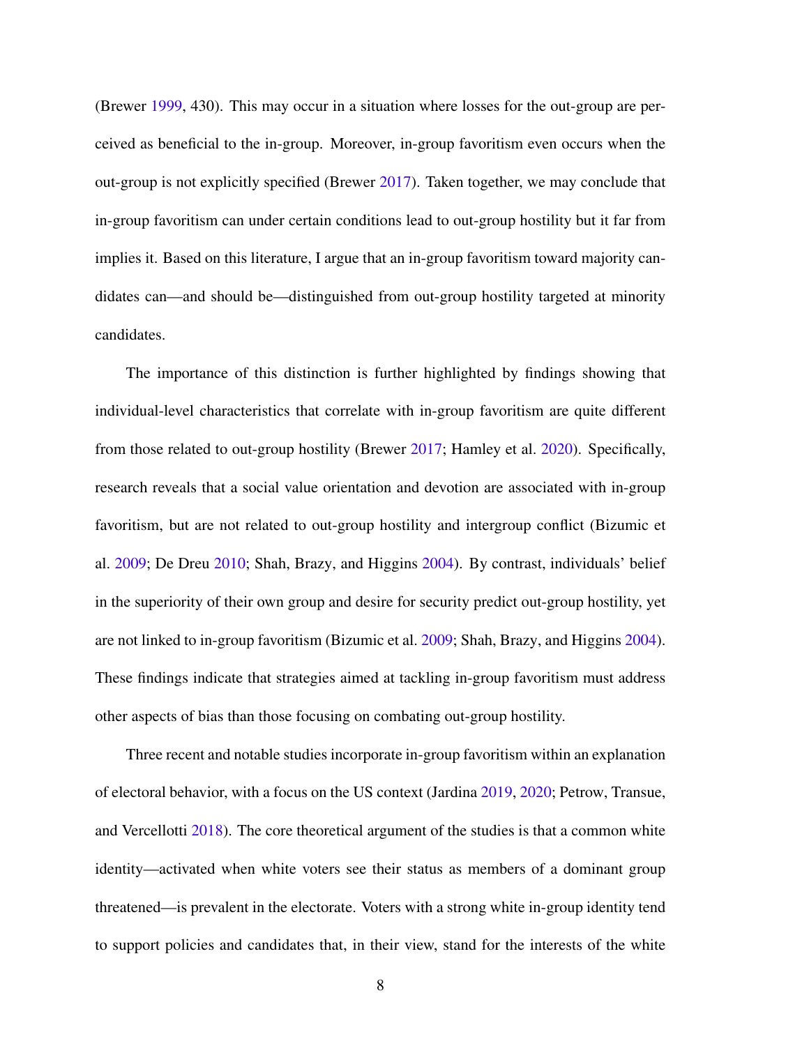(Brewer 1999, 430). This may occur in a situation where losses for the out-group are perceived as beneficial to the in-group. Moreover, in-group favoritism even occurs when the out-group is not explicitly specified (Brewer 2017). Taken together, we may conclude that in-group favoritism can under certain conditions lead to out-group hostility but it far from implies it. Based on this literature, I argue that an in-group favoritism toward majority candidates can—and should be—distinguished from out-group hostility targeted at minority candidates.

The importance of this distinction is further highlighted by findings showing that individual-level characteristics that correlate with in-group favoritism are quite different from those related to out-group hostility (Brewer 2017; Hamley et al. 2020). Specifically, research reveals that a social value orientation and devotion are associated with in-group favoritism, but are not related to out-group hostility and intergroup conflict (Bizumic et al. 2009; De Dreu 2010; Shah, Brazy, and Higgins 2004). By contrast, individuals' belief in the superiority of their own group and desire for security predict out-group hostility, yet are not linked to in-group favoritism (Bizumic et al. 2009; Shah, Brazy, and Higgins 2004). These findings indicate that strategies aimed at tackling in-group favoritism must address other aspects of bias than those focusing on combating out-group hostility.

Three recent and notable studies incorporate in-group favoritism within an explanation of electoral behavior, with a focus on the US context (Jardina 2019, 2020; Petrow, Transue, and Vercellotti 2018). The core theoretical argument of the studies is that a common white identity—activated when white voters see their status as members of a dominant group threatened—is prevalent in the electorate. Voters with a strong white in-group identity tend to support policies and candidates that, in their view, stand for the interests of the white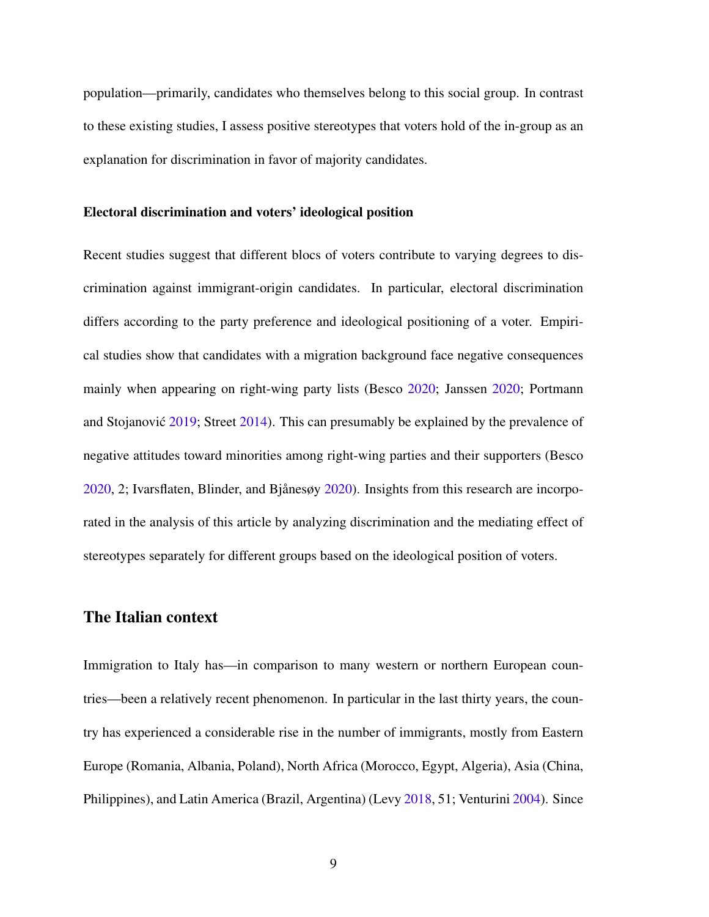population—primarily, candidates who themselves belong to this social group. In contrast to these existing studies, I assess positive stereotypes that voters hold of the in-group as an explanation for discrimination in favor of majority candidates.

### Electoral discrimination and voters' ideological position

Recent studies suggest that different blocs of voters contribute to varying degrees to discrimination against immigrant-origin candidates. In particular, electoral discrimination differs according to the party preference and ideological positioning of a voter. Empirical studies show that candidates with a migration background face negative consequences mainly when appearing on right-wing party lists (Besco 2020; Janssen 2020; Portmann and Stojanović 2019; Street 2014). This can presumably be explained by the prevalence of negative attitudes toward minorities among right-wing parties and their supporters (Besco 2020, 2; Ivarsflaten, Blinder, and Bjånesøy 2020). Insights from this research are incorporated in the analysis of this article by analyzing discrimination and the mediating effect of stereotypes separately for different groups based on the ideological position of voters.

## The Italian context

Immigration to Italy has—in comparison to many western or northern European countries—been a relatively recent phenomenon. In particular in the last thirty years, the country has experienced a considerable rise in the number of immigrants, mostly from Eastern Europe (Romania, Albania, Poland), North Africa (Morocco, Egypt, Algeria), Asia (China, Philippines), and Latin America (Brazil, Argentina) (Levy 2018, 51; Venturini 2004). Since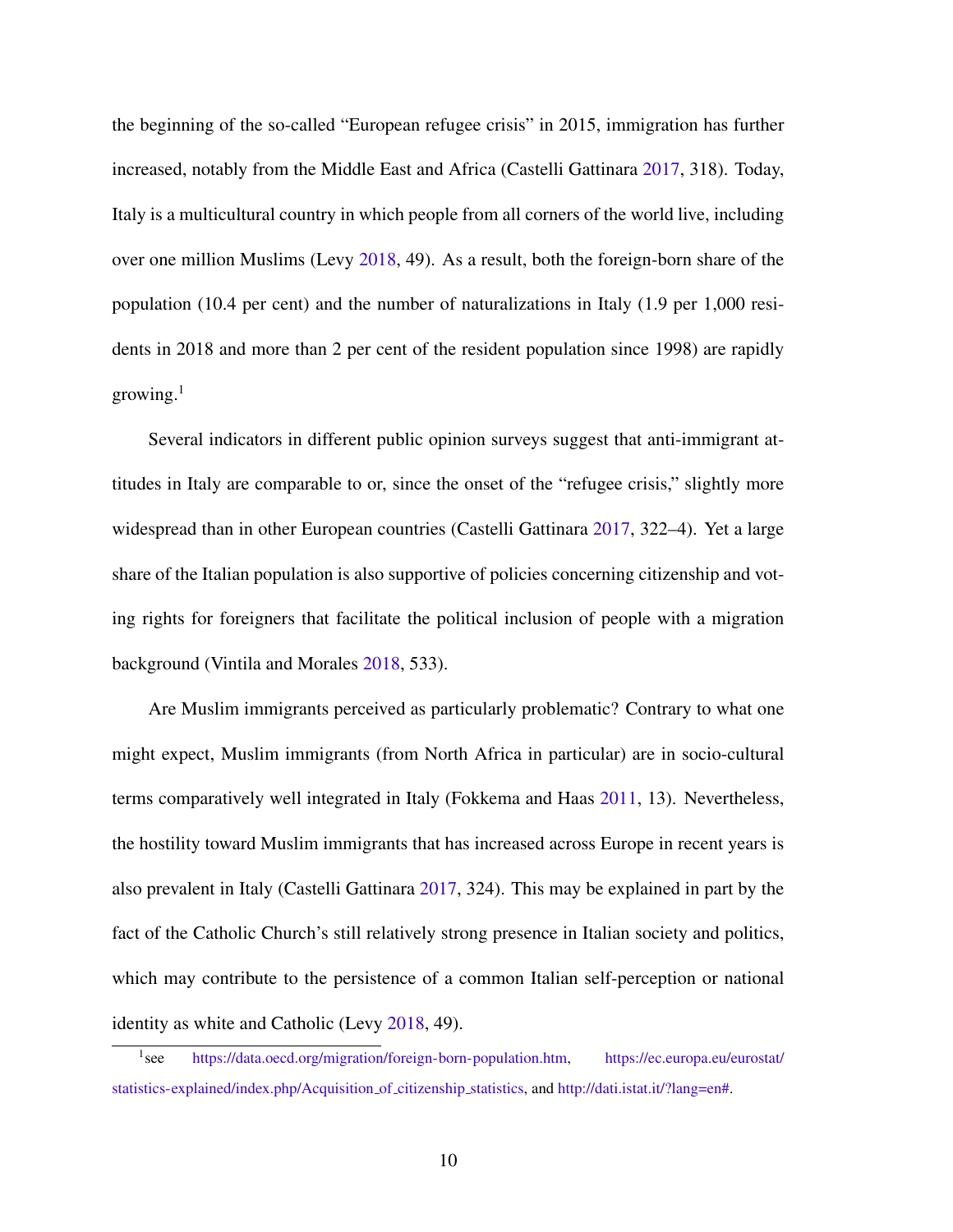the beginning of the so-called "European refugee crisis" in 2015, immigration has further increased, notably from the Middle East and Africa (Castelli Gattinara 2017, 318). Today, Italy is a multicultural country in which people from all corners of the world live, including over one million Muslims (Levy 2018, 49). As a result, both the foreign-born share of the population (10.4 per cent) and the number of naturalizations in Italy (1.9 per 1,000 residents in 2018 and more than 2 per cent of the resident population since 1998) are rapidly growing.[1]

Several indicators in different public opinion surveys suggest that anti-immigrant attitudes in Italy are comparable to or, since the onset of the "refugee crisis," slightly more widespread than in other European countries (Castelli Gattinara 2017, 322–4). Yet a large share of the Italian population is also supportive of policies concerning citizenship and voting rights for foreigners that facilitate the political inclusion of people with a migration background (Vintila and Morales 2018, 533).

Are Muslim immigrants perceived as particularly problematic? Contrary to what one might expect, Muslim immigrants (from North Africa in particular) are in socio-cultural terms comparatively well integrated in Italy (Fokkema and Haas 2011, 13). Nevertheless, the hostility toward Muslim immigrants that has increased across Europe in recent years is also prevalent in Italy (Castelli Gattinara 2017, 324). This may be explained in part by the fact of the Catholic Church's still relatively strong presence in Italian society and politics, which may contribute to the persistence of a common Italian self-perception or national identity as white and Catholic (Levy 2018, 49).

[1] see https://data.oecd.org/migration/foreign-born-population.htm, https://ec.europa.eu/eurostat/statistics-explained/index.php/Acquisition_of_citizenship_statistics, and http://dati.istat.it/?lang=en#.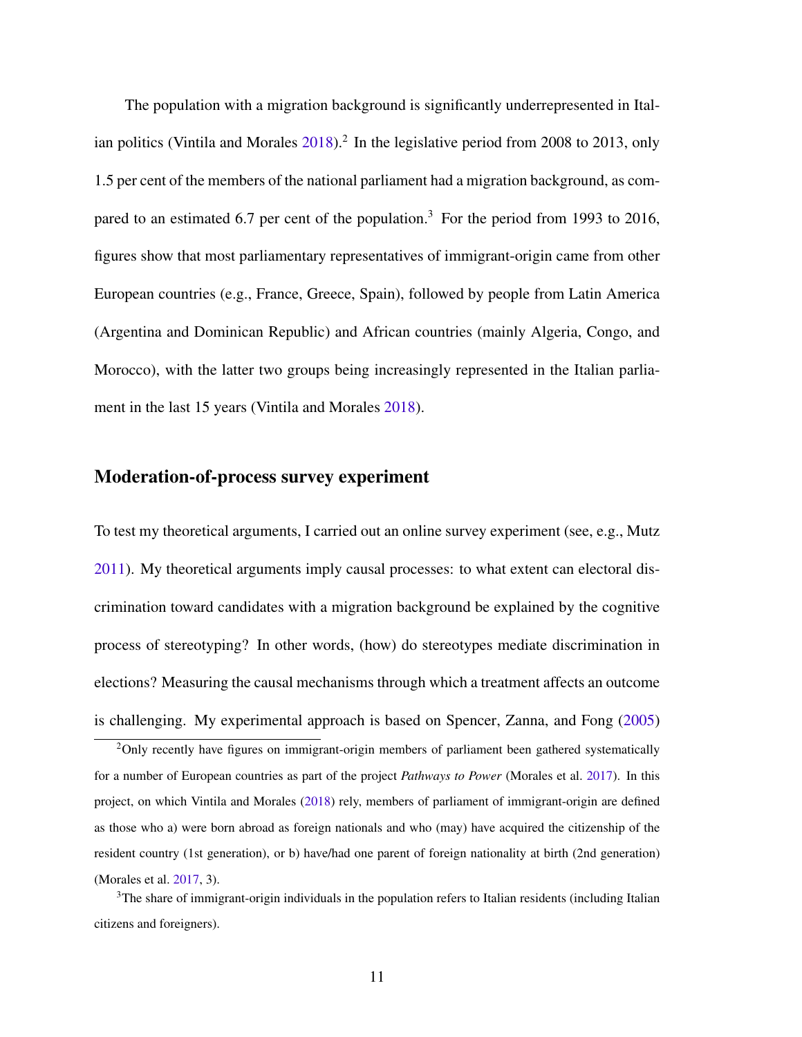The population with a migration background is significantly underrepresented in Italian politics (Vintila and Morales 2018).[2] In the legislative period from 2008 to 2013, only 1.5 per cent of the members of the national parliament had a migration background, as compared to an estimated 6.7 per cent of the population.[3] For the period from 1993 to 2016, figures show that most parliamentary representatives of immigrant-origin came from other European countries (e.g., France, Greece, Spain), followed by people from Latin America (Argentina and Dominican Republic) and African countries (mainly Algeria, Congo, and Morocco), with the latter two groups being increasingly represented in the Italian parliament in the last 15 years (Vintila and Morales 2018).

## Moderation-of-process survey experiment

To test my theoretical arguments, I carried out an online survey experiment (see, e.g., Mutz 2011). My theoretical arguments imply causal processes: to what extent can electoral discrimination toward candidates with a migration background be explained by the cognitive process of stereotyping? In other words, (how) do stereotypes mediate discrimination in elections? Measuring the causal mechanisms through which a treatment affects an outcome is challenging. My experimental approach is based on Spencer, Zanna, and Fong (2005)

[2] Only recently have figures on immigrant-origin members of parliament been gathered systematically for a number of European countries as part of the project *Pathways to Power* (Morales et al. 2017). In this project, on which Vintila and Morales (2018) rely, members of parliament of immigrant-origin are defined as those who a) were born abroad as foreign nationals and who (may) have acquired the citizenship of the resident country (1st generation), or b) have/had one parent of foreign nationality at birth (2nd generation) (Morales et al. 2017, 3).

[3] The share of immigrant-origin individuals in the population refers to Italian residents (including Italian citizens and foreigners).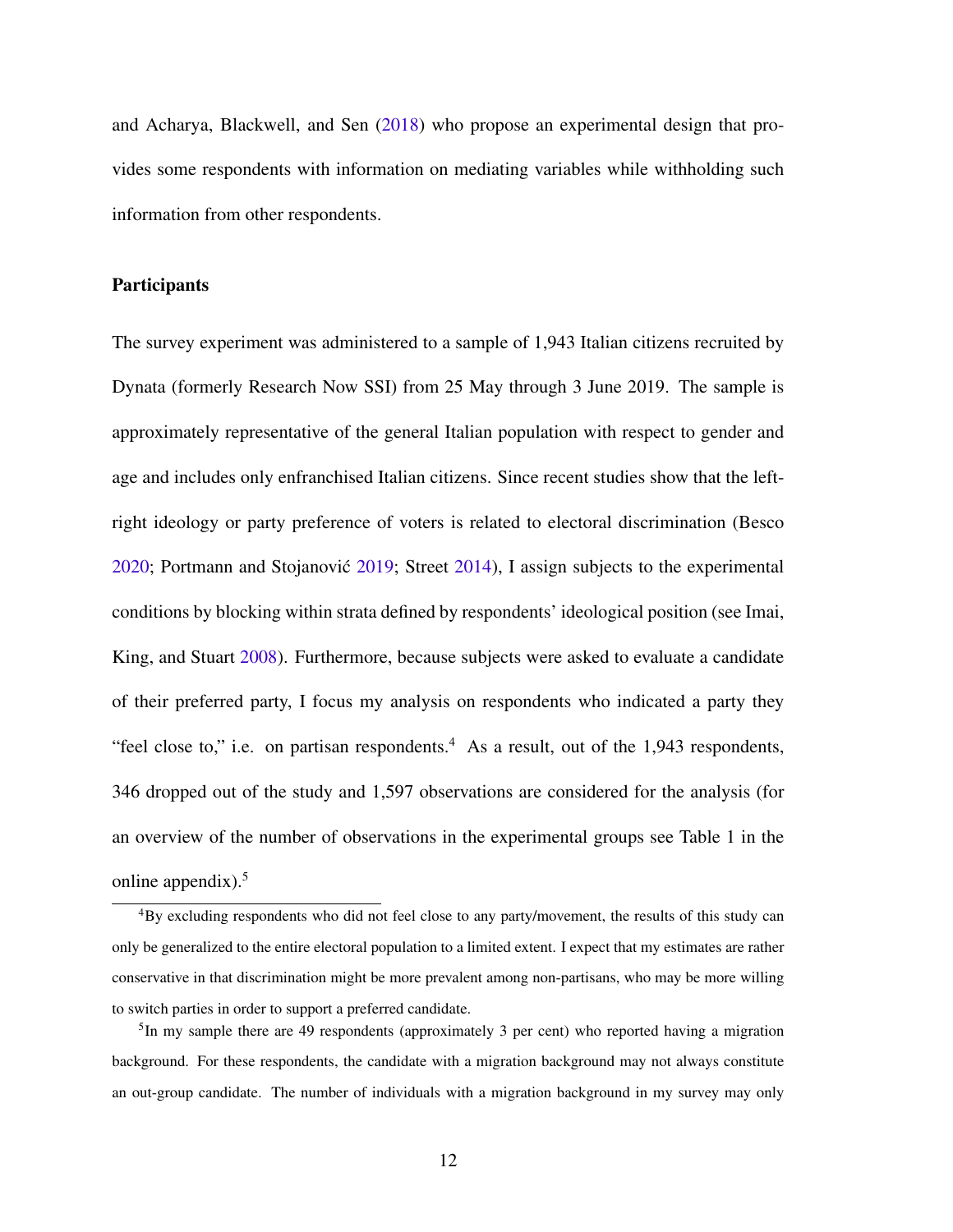and Acharya, Blackwell, and Sen (2018) who propose an experimental design that provides some respondents with information on mediating variables while withholding such information from other respondents.

### Participants

The survey experiment was administered to a sample of 1,943 Italian citizens recruited by Dynata (formerly Research Now SSI) from 25 May through 3 June 2019. The sample is approximately representative of the general Italian population with respect to gender and age and includes only enfranchised Italian citizens. Since recent studies show that the left-right ideology or party preference of voters is related to electoral discrimination (Besco 2020; Portmann and Stojanović 2019; Street 2014), I assign subjects to the experimental conditions by blocking within strata defined by respondents' ideological position (see Imai, King, and Stuart 2008). Furthermore, because subjects were asked to evaluate a candidate of their preferred party, I focus my analysis on respondents who indicated a party they "feel close to," i.e. on partisan respondents.[4] As a result, out of the 1,943 respondents, 346 dropped out of the study and 1,597 observations are considered for the analysis (for an overview of the number of observations in the experimental groups see Table 1 in the online appendix).[5]

[4]By excluding respondents who did not feel close to any party/movement, the results of this study can only be generalized to the entire electoral population to a limited extent. I expect that my estimates are rather conservative in that discrimination might be more prevalent among non-partisans, who may be more willing to switch parties in order to support a preferred candidate.

[5]In my sample there are 49 respondents (approximately 3 per cent) who reported having a migration background. For these respondents, the candidate with a migration background may not always constitute an out-group candidate. The number of individuals with a migration background in my survey may only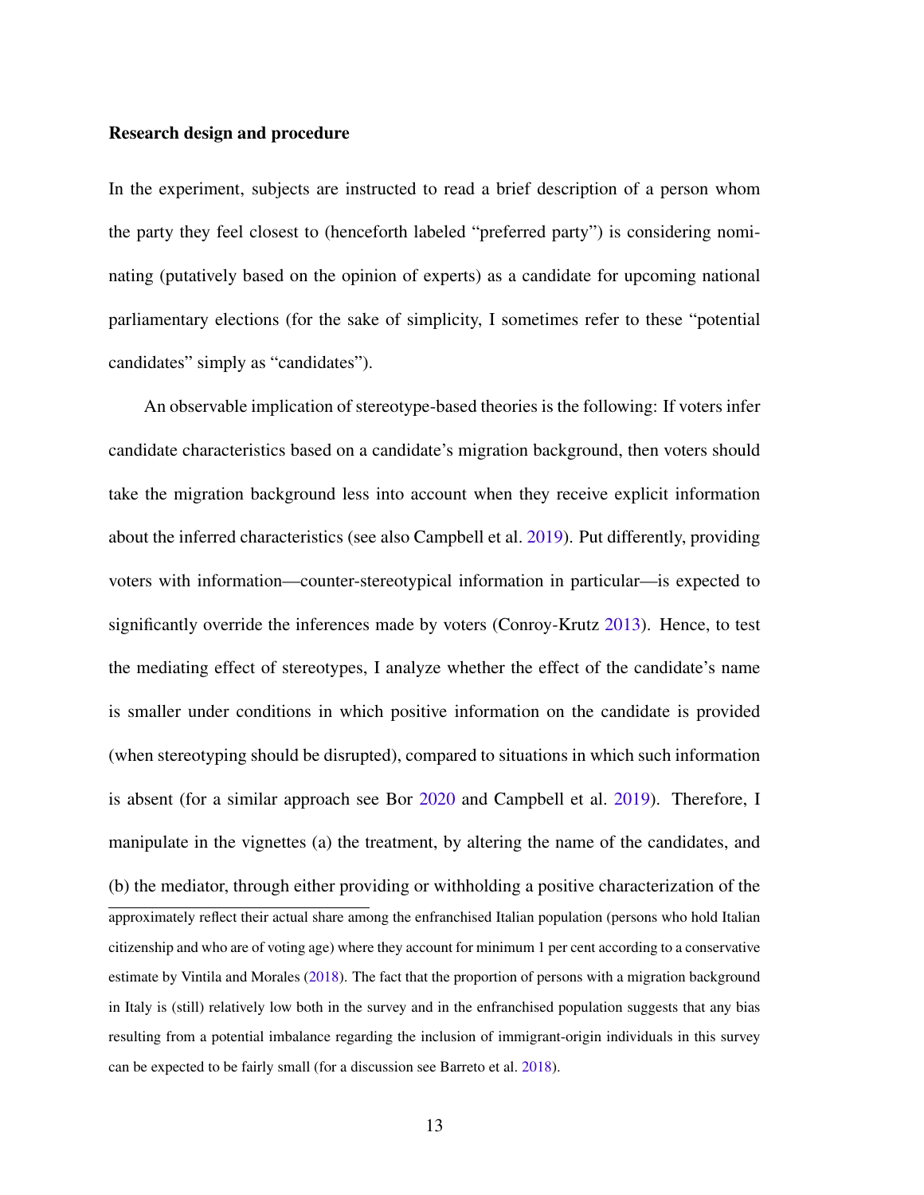**Research design and procedure**

In the experiment, subjects are instructed to read a brief description of a person whom the party they feel closest to (henceforth labeled "preferred party") is considering nominating (putatively based on the opinion of experts) as a candidate for upcoming national parliamentary elections (for the sake of simplicity, I sometimes refer to these "potential candidates" simply as "candidates").

An observable implication of stereotype-based theories is the following: If voters infer candidate characteristics based on a candidate's migration background, then voters should take the migration background less into account when they receive explicit information about the inferred characteristics (see also Campbell et al. 2019). Put differently, providing voters with information—counter-stereotypical information in particular—is expected to significantly override the inferences made by voters (Conroy-Krutz 2013). Hence, to test the mediating effect of stereotypes, I analyze whether the effect of the candidate's name is smaller under conditions in which positive information on the candidate is provided (when stereotyping should be disrupted), compared to situations in which such information is absent (for a similar approach see Bor 2020 and Campbell et al. 2019). Therefore, I manipulate in the vignettes (a) the treatment, by altering the name of the candidates, and (b) the mediator, through either providing or withholding a positive characterization of the

---

approximately reflect their actual share among the enfranchised Italian population (persons who hold Italian citizenship and who are of voting age) where they account for minimum 1 per cent according to a conservative estimate by Vintila and Morales (2018). The fact that the proportion of persons with a migration background in Italy is (still) relatively low both in the survey and in the enfranchised population suggests that any bias resulting from a potential imbalance regarding the inclusion of immigrant-origin individuals in this survey can be expected to be fairly small (for a discussion see Barreto et al. 2018).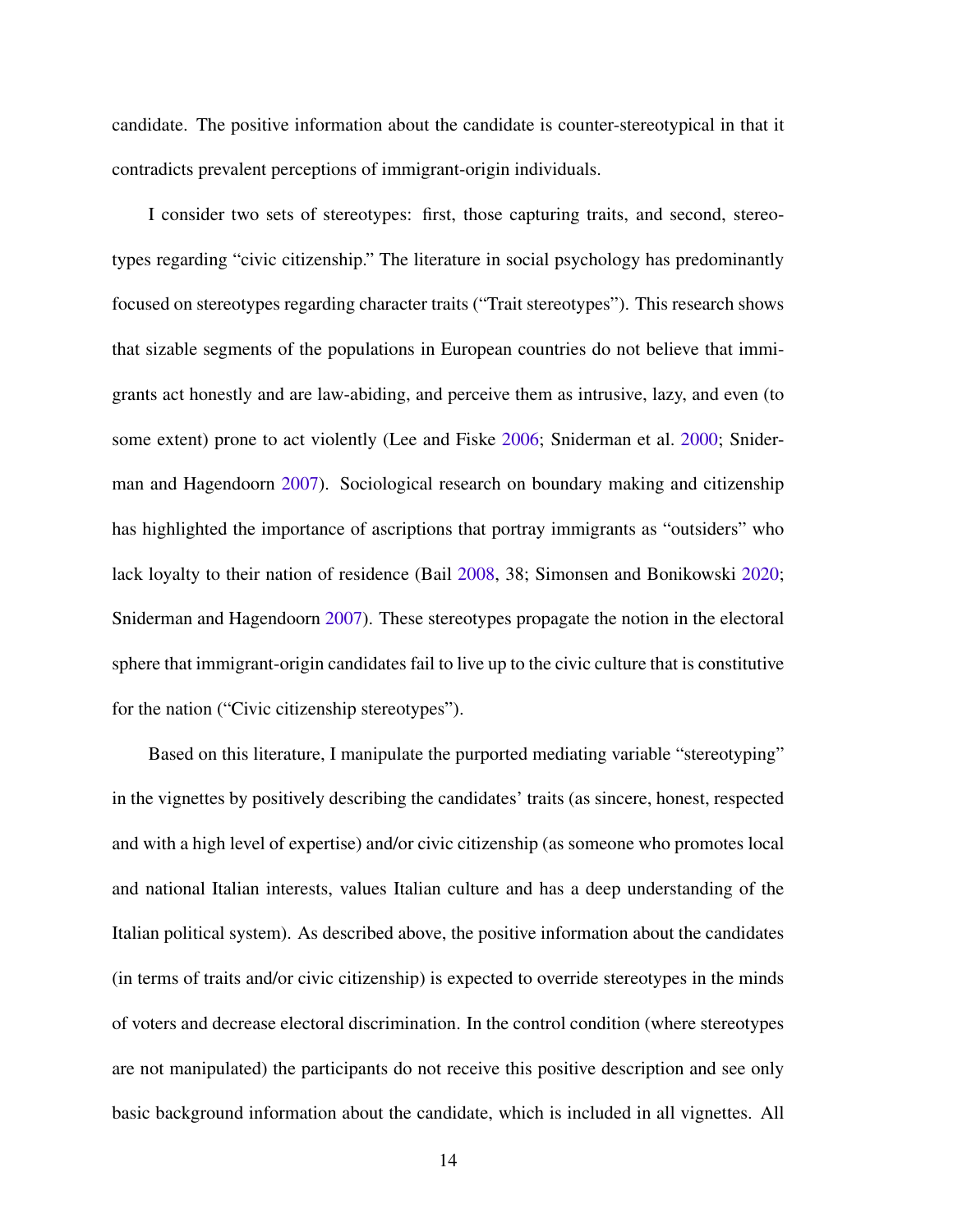candidate. The positive information about the candidate is counter-stereotypical in that it contradicts prevalent perceptions of immigrant-origin individuals.

I consider two sets of stereotypes: first, those capturing traits, and second, stereotypes regarding "civic citizenship." The literature in social psychology has predominantly focused on stereotypes regarding character traits ("Trait stereotypes"). This research shows that sizable segments of the populations in European countries do not believe that immigrants act honestly and are law-abiding, and perceive them as intrusive, lazy, and even (to some extent) prone to act violently (Lee and Fiske 2006; Sniderman et al. 2000; Sniderman and Hagendoorn 2007). Sociological research on boundary making and citizenship has highlighted the importance of ascriptions that portray immigrants as "outsiders" who lack loyalty to their nation of residence (Bail 2008, 38; Simonsen and Bonikowski 2020; Sniderman and Hagendoorn 2007). These stereotypes propagate the notion in the electoral sphere that immigrant-origin candidates fail to live up to the civic culture that is constitutive for the nation ("Civic citizenship stereotypes").

Based on this literature, I manipulate the purported mediating variable "stereotyping" in the vignettes by positively describing the candidates' traits (as sincere, honest, respected and with a high level of expertise) and/or civic citizenship (as someone who promotes local and national Italian interests, values Italian culture and has a deep understanding of the Italian political system). As described above, the positive information about the candidates (in terms of traits and/or civic citizenship) is expected to override stereotypes in the minds of voters and decrease electoral discrimination. In the control condition (where stereotypes are not manipulated) the participants do not receive this positive description and see only basic background information about the candidate, which is included in all vignettes. All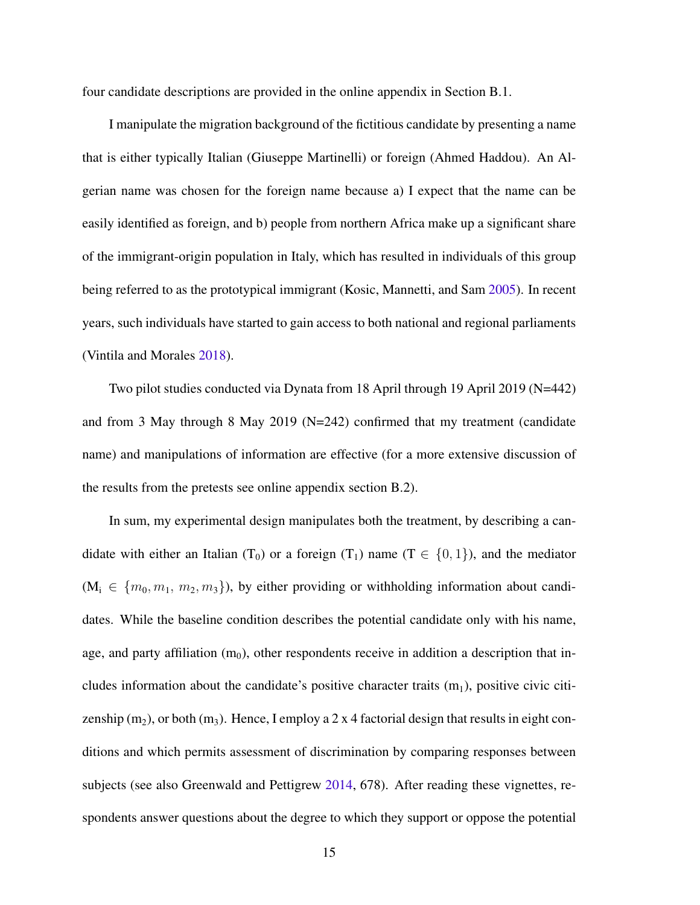four candidate descriptions are provided in the online appendix in Section B.1.

I manipulate the migration background of the fictitious candidate by presenting a name that is either typically Italian (Giuseppe Martinelli) or foreign (Ahmed Haddou). An Algerian name was chosen for the foreign name because a) I expect that the name can be easily identified as foreign, and b) people from northern Africa make up a significant share of the immigrant-origin population in Italy, which has resulted in individuals of this group being referred to as the prototypical immigrant (Kosic, Mannetti, and Sam 2005). In recent years, such individuals have started to gain access to both national and regional parliaments (Vintila and Morales 2018).

Two pilot studies conducted via Dynata from 18 April through 19 April 2019 (N=442) and from 3 May through 8 May 2019 (N=242) confirmed that my treatment (candidate name) and manipulations of information are effective (for a more extensive discussion of the results from the pretests see online appendix section B.2).

In sum, my experimental design manipulates both the treatment, by describing a candidate with either an Italian ($T_0$) or a foreign ($T_1$) name ($T \in \{0, 1\}$), and the mediator ($M_i \in \{m_0, m_1, m_2, m_3\}$), by either providing or withholding information about candidates. While the baseline condition describes the potential candidate only with his name, age, and party affiliation ($m_0$), other respondents receive in addition a description that includes information about the candidate's positive character traits ($m_1$), positive civic citizenship ($m_2$), or both ($m_3$). Hence, I employ a 2 x 4 factorial design that results in eight conditions and which permits assessment of discrimination by comparing responses between subjects (see also Greenwald and Pettigrew 2014, 678). After reading these vignettes, respondents answer questions about the degree to which they support or oppose the potential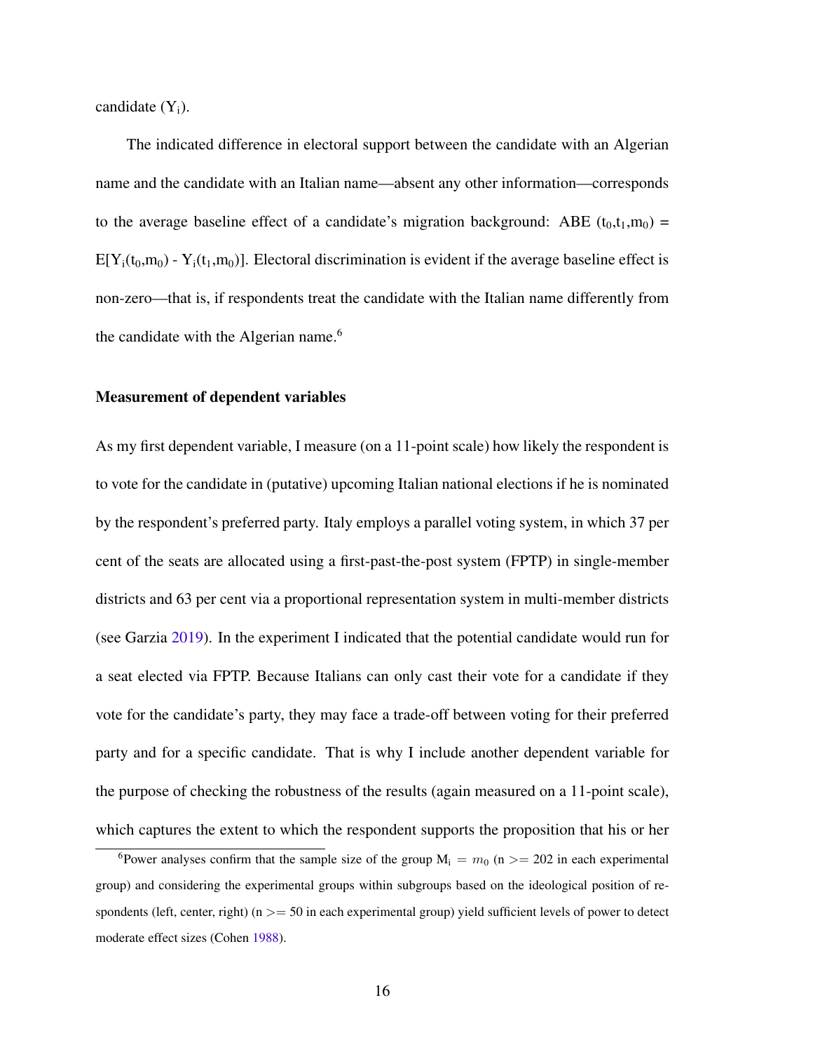candidate ($Y_i$).

The indicated difference in electoral support between the candidate with an Algerian name and the candidate with an Italian name—absent any other information—corresponds to the average baseline effect of a candidate's migration background: ABE ($t_0$,$t_1$,$m_0$) = $E[Y_i(t_0,m_0) - Y_i(t_1,m_0)]$. Electoral discrimination is evident if the average baseline effect is non-zero—that is, if respondents treat the candidate with the Italian name differently from the candidate with the Algerian name.[6]

### Measurement of dependent variables

As my first dependent variable, I measure (on a 11-point scale) how likely the respondent is to vote for the candidate in (putative) upcoming Italian national elections if he is nominated by the respondent's preferred party. Italy employs a parallel voting system, in which 37 per cent of the seats are allocated using a first-past-the-post system (FPTP) in single-member districts and 63 per cent via a proportional representation system in multi-member districts (see Garzia 2019). In the experiment I indicated that the potential candidate would run for a seat elected via FPTP. Because Italians can only cast their vote for a candidate if they vote for the candidate's party, they may face a trade-off between voting for their preferred party and for a specific candidate. That is why I include another dependent variable for the purpose of checking the robustness of the results (again measured on a 11-point scale), which captures the extent to which the respondent supports the proposition that his or her

[6] Power analyses confirm that the sample size of the group $M_i = m_0$ (n >= 202 in each experimental group) and considering the experimental groups within subgroups based on the ideological position of respondents (left, center, right) (n >= 50 in each experimental group) yield sufficient levels of power to detect moderate effect sizes (Cohen 1988).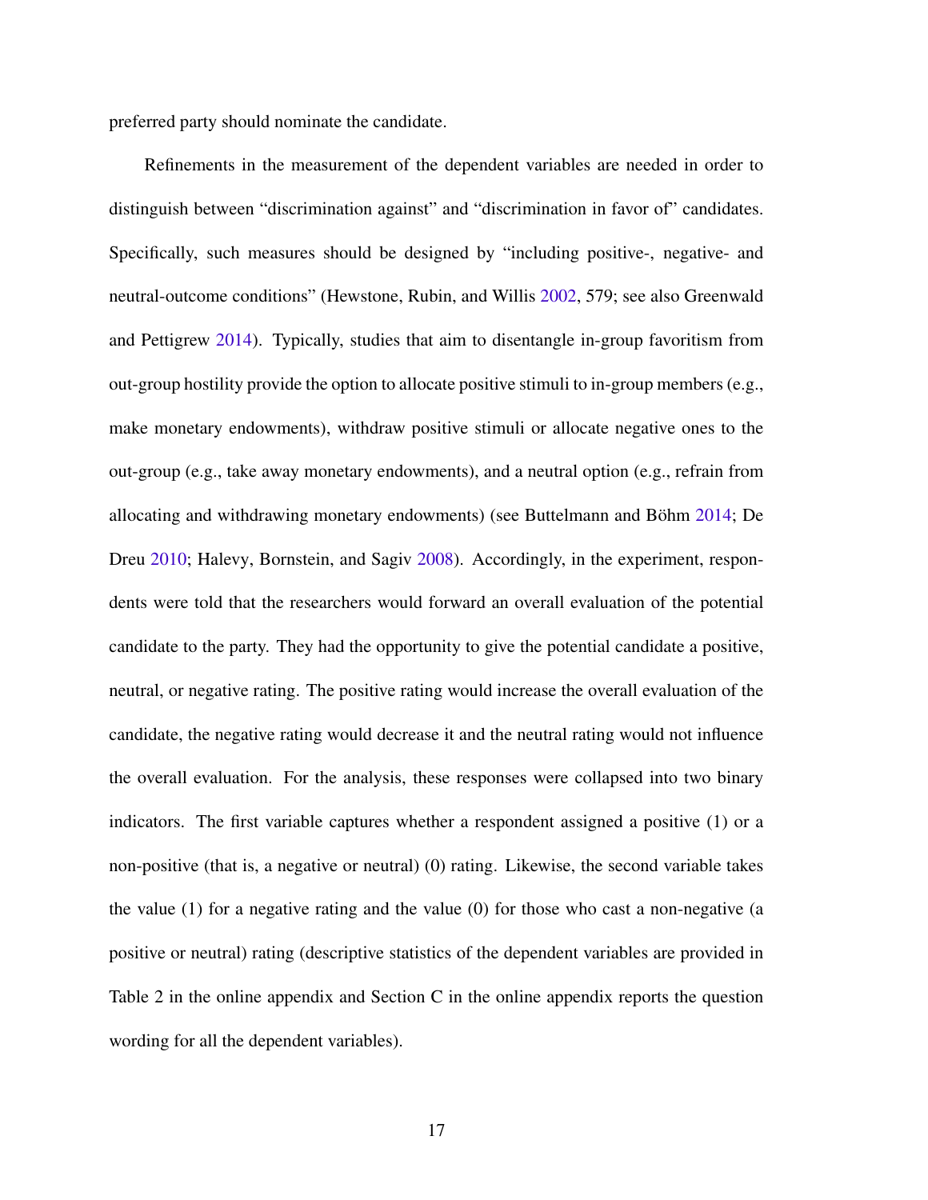preferred party should nominate the candidate.

Refinements in the measurement of the dependent variables are needed in order to distinguish between "discrimination against" and "discrimination in favor of" candidates. Specifically, such measures should be designed by "including positive-, negative- and neutral-outcome conditions" (Hewstone, Rubin, and Willis 2002, 579; see also Greenwald and Pettigrew 2014). Typically, studies that aim to disentangle in-group favoritism from out-group hostility provide the option to allocate positive stimuli to in-group members (e.g., make monetary endowments), withdraw positive stimuli or allocate negative ones to the out-group (e.g., take away monetary endowments), and a neutral option (e.g., refrain from allocating and withdrawing monetary endowments) (see Buttelmann and Böhm 2014; De Dreu 2010; Halevy, Bornstein, and Sagiv 2008). Accordingly, in the experiment, respondents were told that the researchers would forward an overall evaluation of the potential candidate to the party. They had the opportunity to give the potential candidate a positive, neutral, or negative rating. The positive rating would increase the overall evaluation of the candidate, the negative rating would decrease it and the neutral rating would not influence the overall evaluation. For the analysis, these responses were collapsed into two binary indicators. The first variable captures whether a respondent assigned a positive (1) or a non-positive (that is, a negative or neutral) (0) rating. Likewise, the second variable takes the value (1) for a negative rating and the value (0) for those who cast a non-negative (a positive or neutral) rating (descriptive statistics of the dependent variables are provided in Table 2 in the online appendix and Section C in the online appendix reports the question wording for all the dependent variables).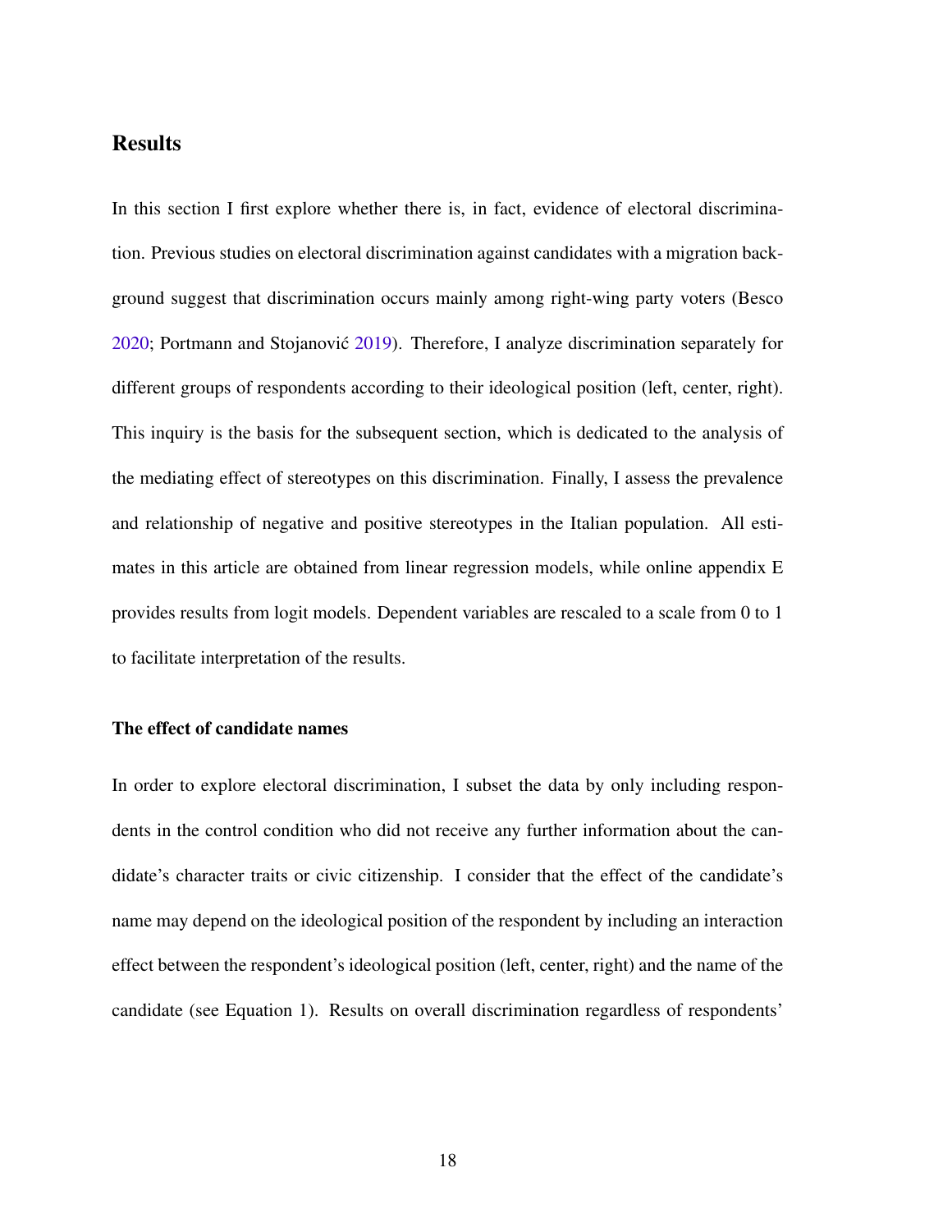## Results

In this section I first explore whether there is, in fact, evidence of electoral discrimination. Previous studies on electoral discrimination against candidates with a migration background suggest that discrimination occurs mainly among right-wing party voters (Besco 2020; Portmann and Stojanović 2019). Therefore, I analyze discrimination separately for different groups of respondents according to their ideological position (left, center, right). This inquiry is the basis for the subsequent section, which is dedicated to the analysis of the mediating effect of stereotypes on this discrimination. Finally, I assess the prevalence and relationship of negative and positive stereotypes in the Italian population. All estimates in this article are obtained from linear regression models, while online appendix E provides results from logit models. Dependent variables are rescaled to a scale from 0 to 1 to facilitate interpretation of the results.

### The effect of candidate names

In order to explore electoral discrimination, I subset the data by only including respondents in the control condition who did not receive any further information about the candidate's character traits or civic citizenship. I consider that the effect of the candidate's name may depend on the ideological position of the respondent by including an interaction effect between the respondent's ideological position (left, center, right) and the name of the candidate (see Equation 1). Results on overall discrimination regardless of respondents'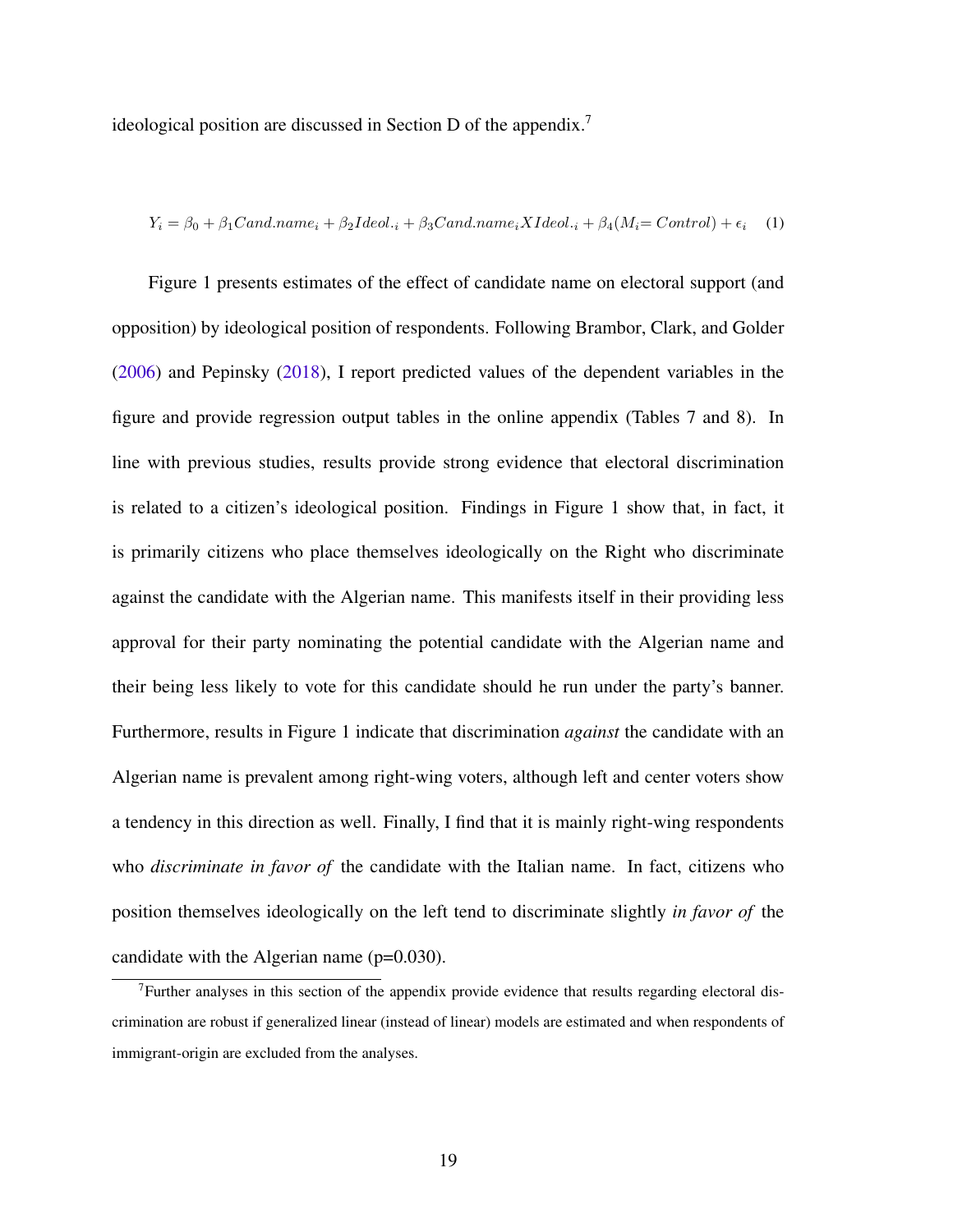ideological position are discussed in Section D of the appendix.[7]

$$Y_i = \beta_0 + \beta_1 Cand.name_i + \beta_2 Ideol._i + \beta_3 Cand.name_i X Ideol._i + \beta_4 (M_i = Control) + \epsilon_i \quad (1)$$

Figure 1 presents estimates of the effect of candidate name on electoral support (and opposition) by ideological position of respondents. Following Brambor, Clark, and Golder (2006) and Pepinsky (2018), I report predicted values of the dependent variables in the figure and provide regression output tables in the online appendix (Tables 7 and 8). In line with previous studies, results provide strong evidence that electoral discrimination is related to a citizen's ideological position. Findings in Figure 1 show that, in fact, it is primarily citizens who place themselves ideologically on the Right who discriminate against the candidate with the Algerian name. This manifests itself in their providing less approval for their party nominating the potential candidate with the Algerian name and their being less likely to vote for this candidate should he run under the party's banner. Furthermore, results in Figure 1 indicate that discrimination *against* the candidate with an Algerian name is prevalent among right-wing voters, although left and center voters show a tendency in this direction as well. Finally, I find that it is mainly right-wing respondents who *discriminate in favor of* the candidate with the Italian name. In fact, citizens who position themselves ideologically on the left tend to discriminate slightly *in favor of* the candidate with the Algerian name (p=0.030).

[7] Further analyses in this section of the appendix provide evidence that results regarding electoral discrimination are robust if generalized linear (instead of linear) models are estimated and when respondents of immigrant-origin are excluded from the analyses.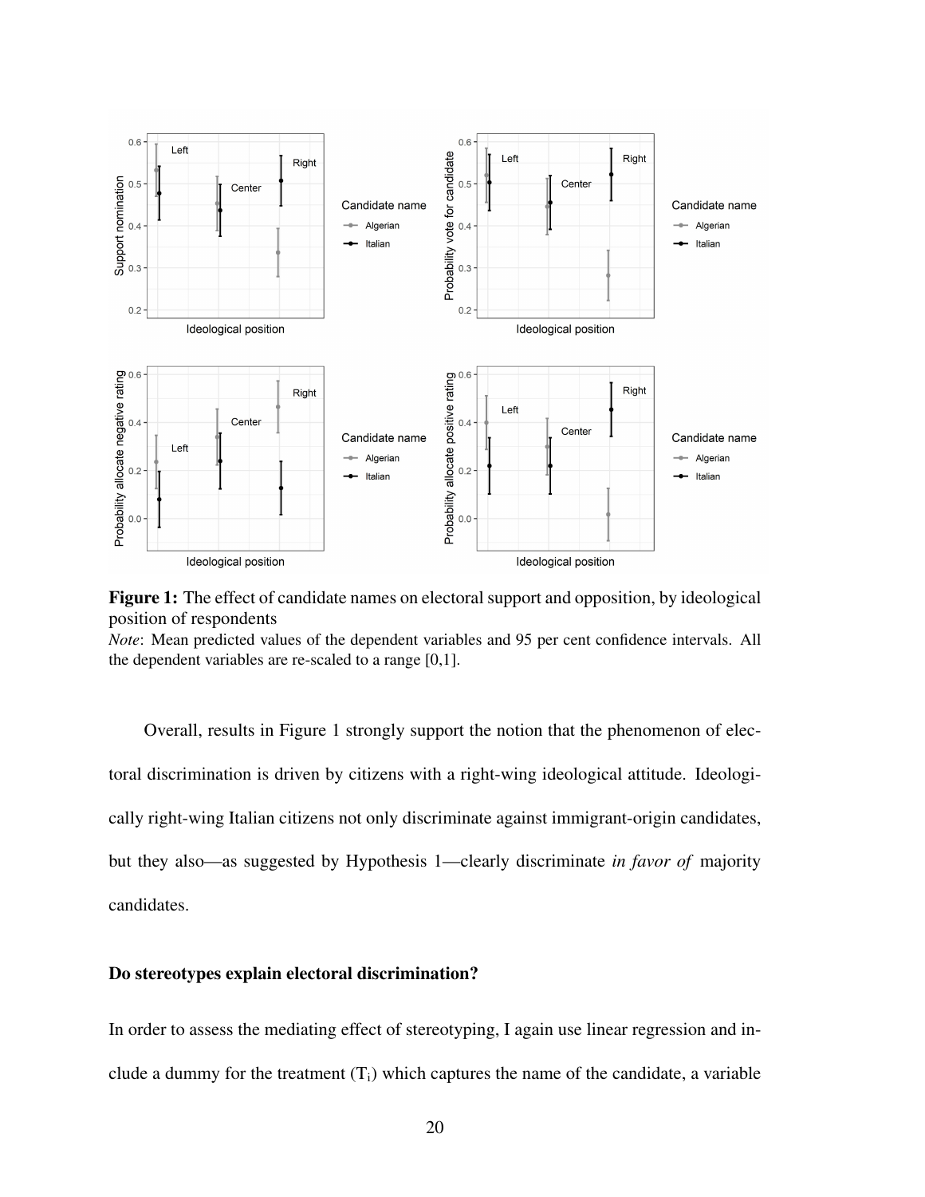**Figure 1:** The effect of candidate names on electoral support and opposition, by ideological position of respondents

*Note*: Mean predicted values of the dependent variables and 95 per cent confidence intervals. All the dependent variables are re-scaled to a range [0,1].

Overall, results in Figure 1 strongly support the notion that the phenomenon of electoral discrimination is driven by citizens with a right-wing ideological attitude. Ideologically right-wing Italian citizens not only discriminate against immigrant-origin candidates, but they also—as suggested by Hypothesis 1—clearly discriminate *in favor of* majority candidates.

### Do stereotypes explain electoral discrimination?

In order to assess the mediating effect of stereotyping, I again use linear regression and include a dummy for the treatment ($T_i$) which captures the name of the candidate, a variable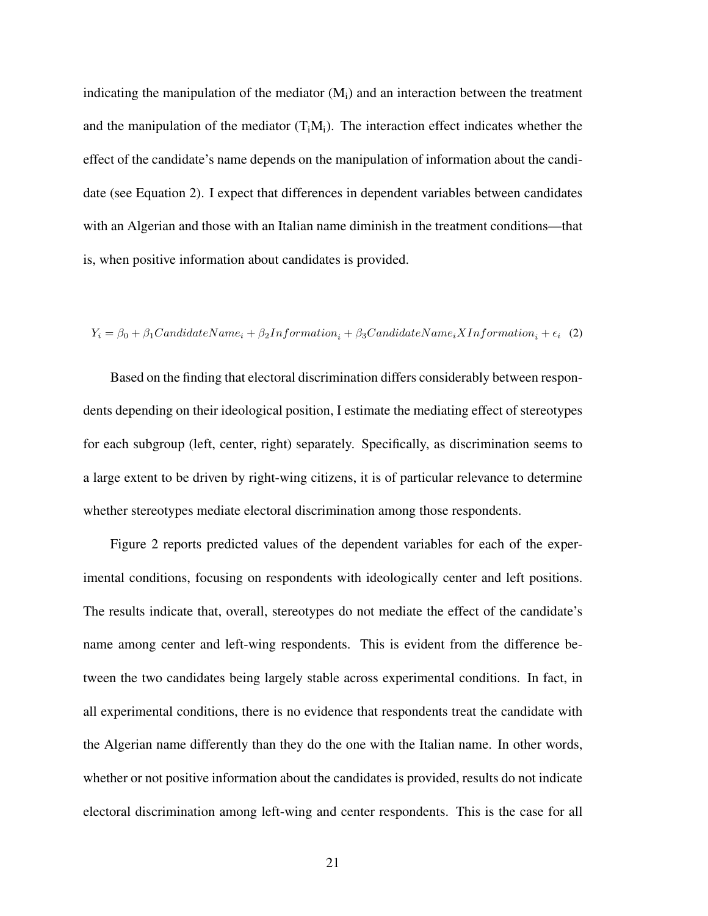indicating the manipulation of the mediator ($M_i$) and an interaction between the treatment and the manipulation of the mediator ($T_iM_i$). The interaction effect indicates whether the effect of the candidate's name depends on the manipulation of information about the candidate (see Equation 2). I expect that differences in dependent variables between candidates with an Algerian and those with an Italian name diminish in the treatment conditions—that is, when positive information about candidates is provided.

$$Y_i = \beta_0 + \beta_1 CandidateName_i + \beta_2 Information_i + \beta_3 CandidateName_i X Information_i + \epsilon_i \quad (2)$$

Based on the finding that electoral discrimination differs considerably between respondents depending on their ideological position, I estimate the mediating effect of stereotypes for each subgroup (left, center, right) separately. Specifically, as discrimination seems to a large extent to be driven by right-wing citizens, it is of particular relevance to determine whether stereotypes mediate electoral discrimination among those respondents.

Figure 2 reports predicted values of the dependent variables for each of the experimental conditions, focusing on respondents with ideologically center and left positions. The results indicate that, overall, stereotypes do not mediate the effect of the candidate's name among center and left-wing respondents. This is evident from the difference between the two candidates being largely stable across experimental conditions. In fact, in all experimental conditions, there is no evidence that respondents treat the candidate with the Algerian name differently than they do the one with the Italian name. In other words, whether or not positive information about the candidates is provided, results do not indicate electoral discrimination among left-wing and center respondents. This is the case for all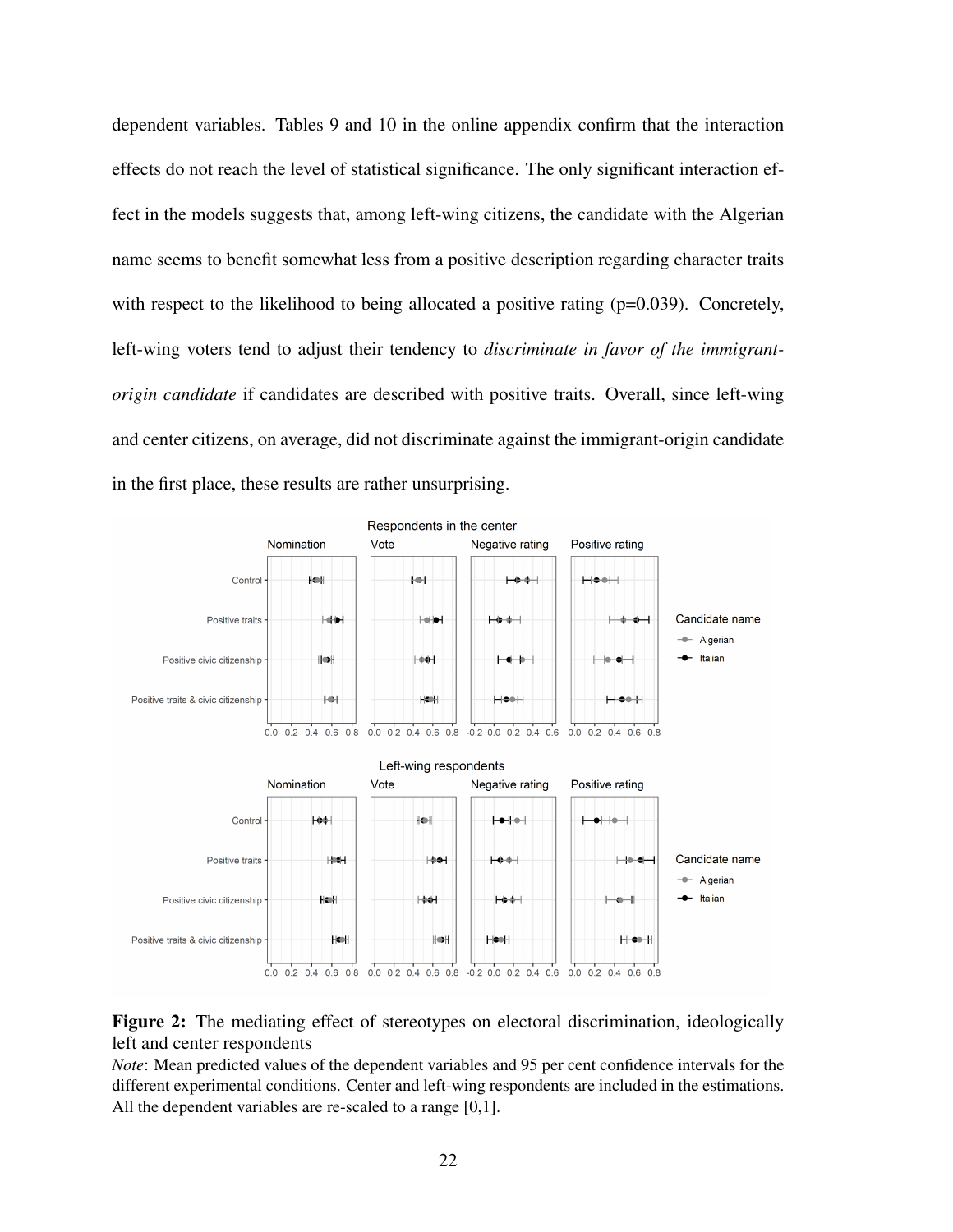dependent variables. Tables 9 and 10 in the online appendix confirm that the interaction effects do not reach the level of statistical significance. The only significant interaction effect in the models suggests that, among left-wing citizens, the candidate with the Algerian name seems to benefit somewhat less from a positive description regarding character traits with respect to the likelihood to being allocated a positive rating (p=0.039). Concretely, left-wing voters tend to adjust their tendency to *discriminate in favor of the immigrant-origin candidate* if candidates are described with positive traits. Overall, since left-wing and center citizens, on average, did not discriminate against the immigrant-origin candidate in the first place, these results are rather unsurprising.

**Figure 2:** The mediating effect of stereotypes on electoral discrimination, ideologically left and center respondents

*Note*: Mean predicted values of the dependent variables and 95 per cent confidence intervals for the different experimental conditions. Center and left-wing respondents are included in the estimations. All the dependent variables are re-scaled to a range [0,1].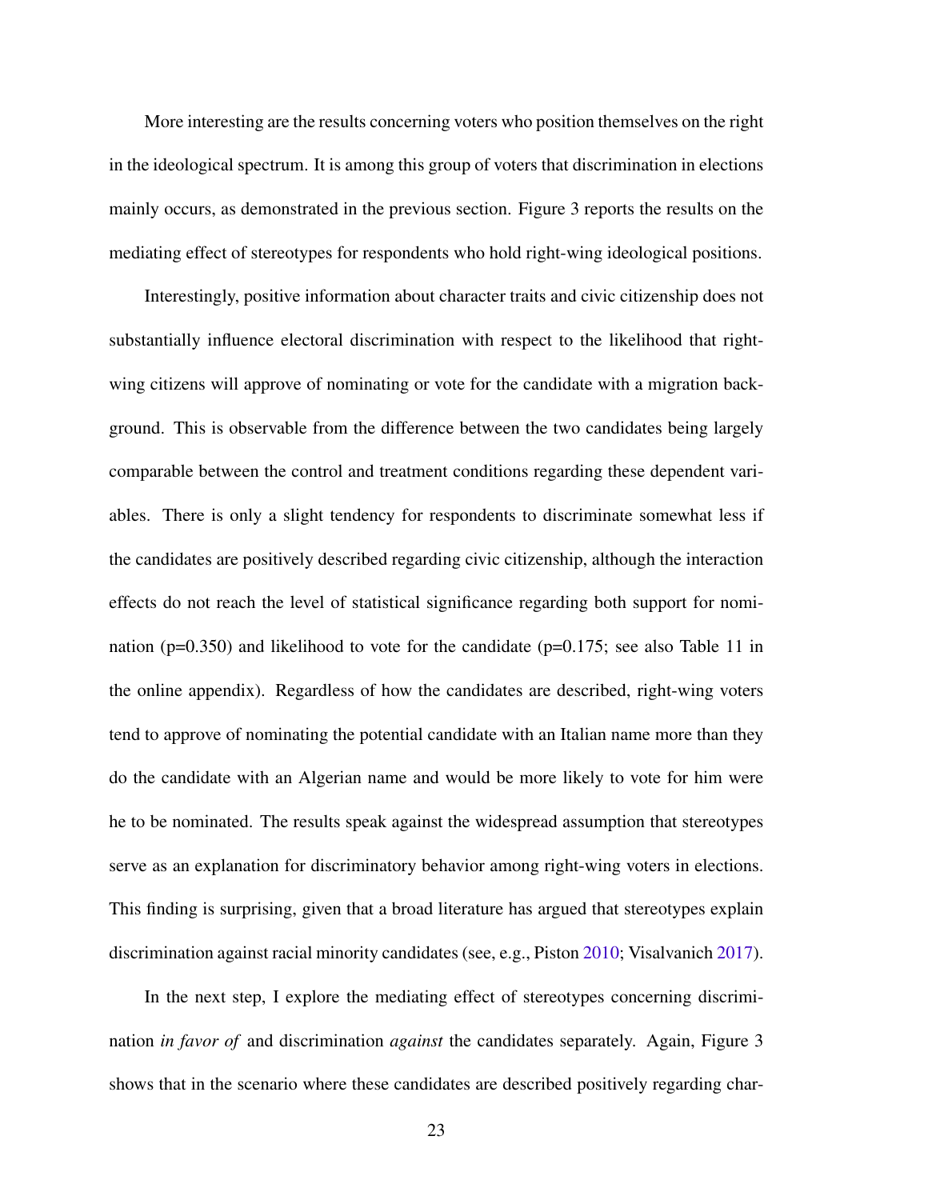More interesting are the results concerning voters who position themselves on the right in the ideological spectrum. It is among this group of voters that discrimination in elections mainly occurs, as demonstrated in the previous section. Figure 3 reports the results on the mediating effect of stereotypes for respondents who hold right-wing ideological positions.

Interestingly, positive information about character traits and civic citizenship does not substantially influence electoral discrimination with respect to the likelihood that right-wing citizens will approve of nominating or vote for the candidate with a migration background. This is observable from the difference between the two candidates being largely comparable between the control and treatment conditions regarding these dependent variables. There is only a slight tendency for respondents to discriminate somewhat less if the candidates are positively described regarding civic citizenship, although the interaction effects do not reach the level of statistical significance regarding both support for nomination (p=0.350) and likelihood to vote for the candidate (p=0.175; see also Table 11 in the online appendix). Regardless of how the candidates are described, right-wing voters tend to approve of nominating the potential candidate with an Italian name more than they do the candidate with an Algerian name and would be more likely to vote for him were he to be nominated. The results speak against the widespread assumption that stereotypes serve as an explanation for discriminatory behavior among right-wing voters in elections. This finding is surprising, given that a broad literature has argued that stereotypes explain discrimination against racial minority candidates (see, e.g., Piston 2010; Visalvanich 2017).

In the next step, I explore the mediating effect of stereotypes concerning discrimination *in favor of* and discrimination *against* the candidates separately. Again, Figure 3 shows that in the scenario where these candidates are described positively regarding char-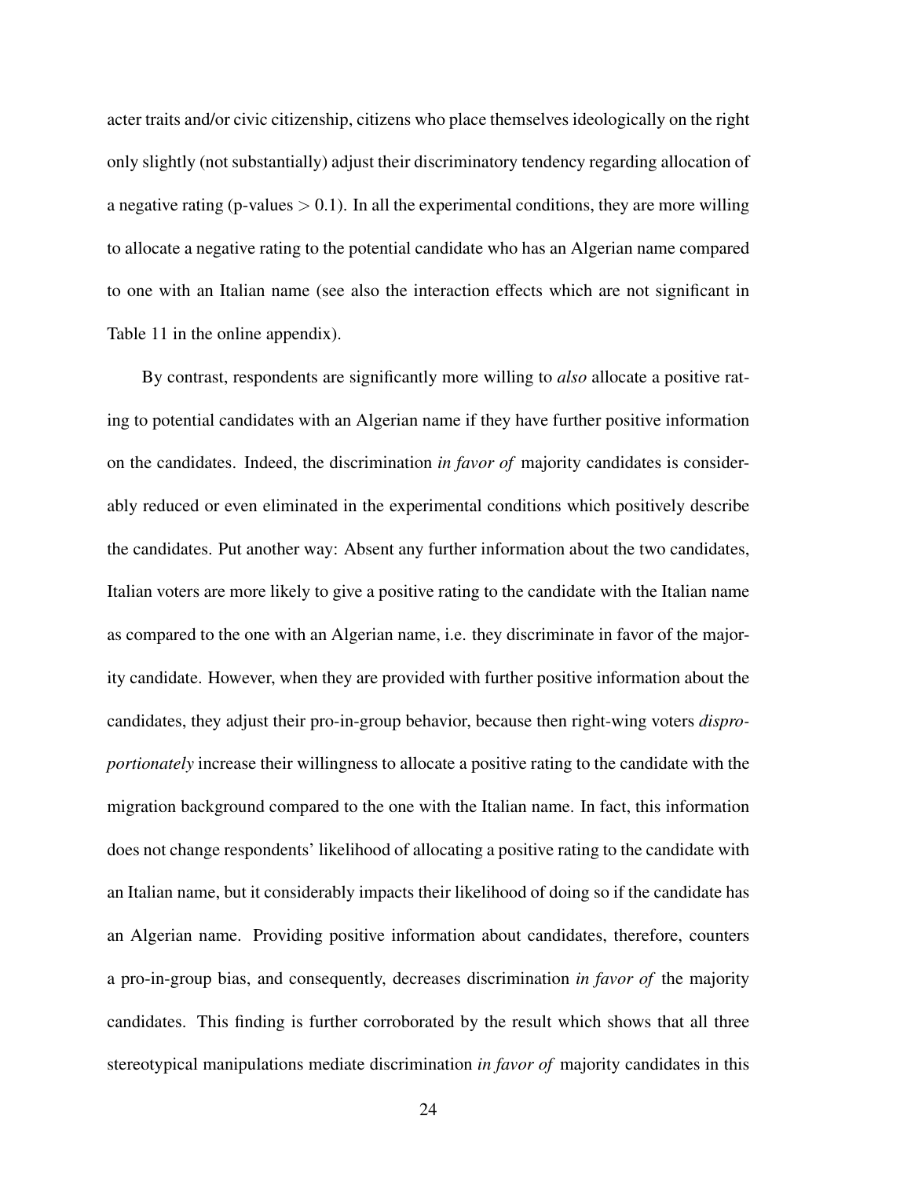acter traits and/or civic citizenship, citizens who place themselves ideologically on the right only slightly (not substantially) adjust their discriminatory tendency regarding allocation of a negative rating (p-values $> 0.1$). In all the experimental conditions, they are more willing to allocate a negative rating to the potential candidate who has an Algerian name compared to one with an Italian name (see also the interaction effects which are not significant in Table 11 in the online appendix).

By contrast, respondents are significantly more willing to *also* allocate a positive rating to potential candidates with an Algerian name if they have further positive information on the candidates. Indeed, the discrimination *in favor of* majority candidates is considerably reduced or even eliminated in the experimental conditions which positively describe the candidates. Put another way: Absent any further information about the two candidates, Italian voters are more likely to give a positive rating to the candidate with the Italian name as compared to the one with an Algerian name, i.e. they discriminate in favor of the majority candidate. However, when they are provided with further positive information about the candidates, they adjust their pro-in-group behavior, because then right-wing voters *disproportionately* increase their willingness to allocate a positive rating to the candidate with the migration background compared to the one with the Italian name. In fact, this information does not change respondents' likelihood of allocating a positive rating to the candidate with an Italian name, but it considerably impacts their likelihood of doing so if the candidate has an Algerian name. Providing positive information about candidates, therefore, counters a pro-in-group bias, and consequently, decreases discrimination *in favor of* the majority candidates. This finding is further corroborated by the result which shows that all three stereotypical manipulations mediate discrimination *in favor of* majority candidates in this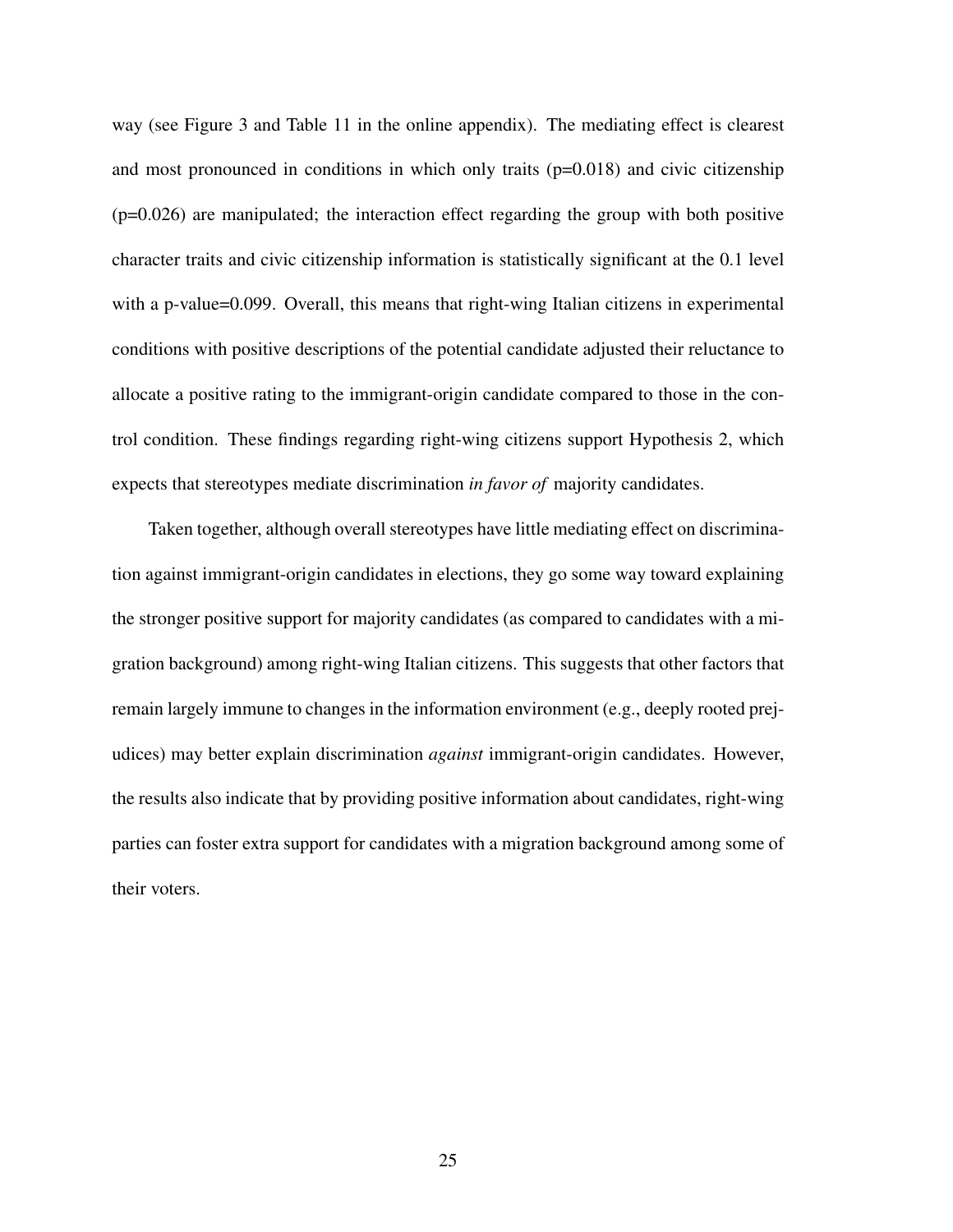way (see Figure 3 and Table 11 in the online appendix). The mediating effect is clearest and most pronounced in conditions in which only traits (p=0.018) and civic citizenship (p=0.026) are manipulated; the interaction effect regarding the group with both positive character traits and civic citizenship information is statistically significant at the 0.1 level with a p-value=0.099. Overall, this means that right-wing Italian citizens in experimental conditions with positive descriptions of the potential candidate adjusted their reluctance to allocate a positive rating to the immigrant-origin candidate compared to those in the control condition. These findings regarding right-wing citizens support Hypothesis 2, which expects that stereotypes mediate discrimination *in favor of* majority candidates.

Taken together, although overall stereotypes have little mediating effect on discrimination against immigrant-origin candidates in elections, they go some way toward explaining the stronger positive support for majority candidates (as compared to candidates with a migration background) among right-wing Italian citizens. This suggests that other factors that remain largely immune to changes in the information environment (e.g., deeply rooted prejudices) may better explain discrimination *against* immigrant-origin candidates. However, the results also indicate that by providing positive information about candidates, right-wing parties can foster extra support for candidates with a migration background among some of their voters.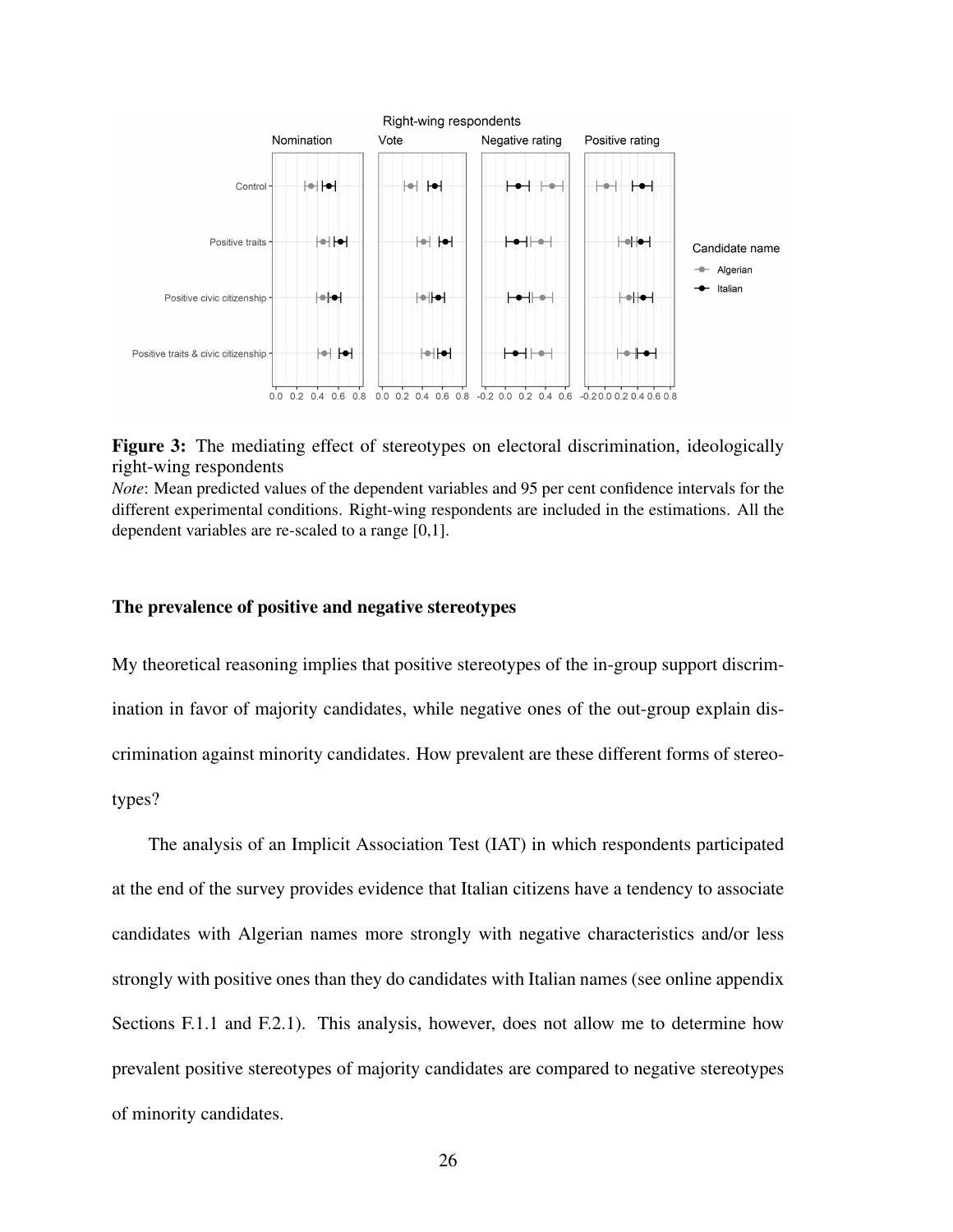**Figure 3:** The mediating effect of stereotypes on electoral discrimination, ideologically right-wing respondents

*Note*: Mean predicted values of the dependent variables and 95 per cent confidence intervals for the different experimental conditions. Right-wing respondents are included in the estimations. All the dependent variables are re-scaled to a range [0,1].

### The prevalence of positive and negative stereotypes

My theoretical reasoning implies that positive stereotypes of the in-group support discrimination in favor of majority candidates, while negative ones of the out-group explain discrimination against minority candidates. How prevalent are these different forms of stereotypes?

The analysis of an Implicit Association Test (IAT) in which respondents participated at the end of the survey provides evidence that Italian citizens have a tendency to associate candidates with Algerian names more strongly with negative characteristics and/or less strongly with positive ones than they do candidates with Italian names (see online appendix Sections F.1.1 and F.2.1). This analysis, however, does not allow me to determine how prevalent positive stereotypes of majority candidates are compared to negative stereotypes of minority candidates.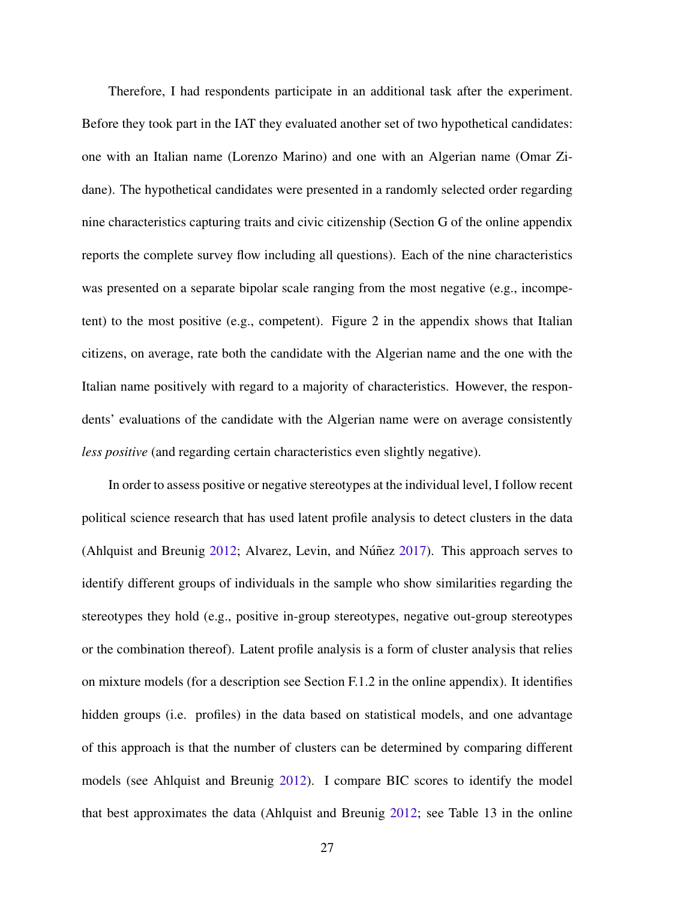Therefore, I had respondents participate in an additional task after the experiment. Before they took part in the IAT they evaluated another set of two hypothetical candidates: one with an Italian name (Lorenzo Marino) and one with an Algerian name (Omar Zidane). The hypothetical candidates were presented in a randomly selected order regarding nine characteristics capturing traits and civic citizenship (Section G of the online appendix reports the complete survey flow including all questions). Each of the nine characteristics was presented on a separate bipolar scale ranging from the most negative (e.g., incompetent) to the most positive (e.g., competent). Figure 2 in the appendix shows that Italian citizens, on average, rate both the candidate with the Algerian name and the one with the Italian name positively with regard to a majority of characteristics. However, the respondents' evaluations of the candidate with the Algerian name were on average consistently *less positive* (and regarding certain characteristics even slightly negative).

In order to assess positive or negative stereotypes at the individual level, I follow recent political science research that has used latent profile analysis to detect clusters in the data (Ahlquist and Breunig 2012; Alvarez, Levin, and Núñez 2017). This approach serves to identify different groups of individuals in the sample who show similarities regarding the stereotypes they hold (e.g., positive in-group stereotypes, negative out-group stereotypes or the combination thereof). Latent profile analysis is a form of cluster analysis that relies on mixture models (for a description see Section F.1.2 in the online appendix). It identifies hidden groups (i.e. profiles) in the data based on statistical models, and one advantage of this approach is that the number of clusters can be determined by comparing different models (see Ahlquist and Breunig 2012). I compare BIC scores to identify the model that best approximates the data (Ahlquist and Breunig 2012; see Table 13 in the online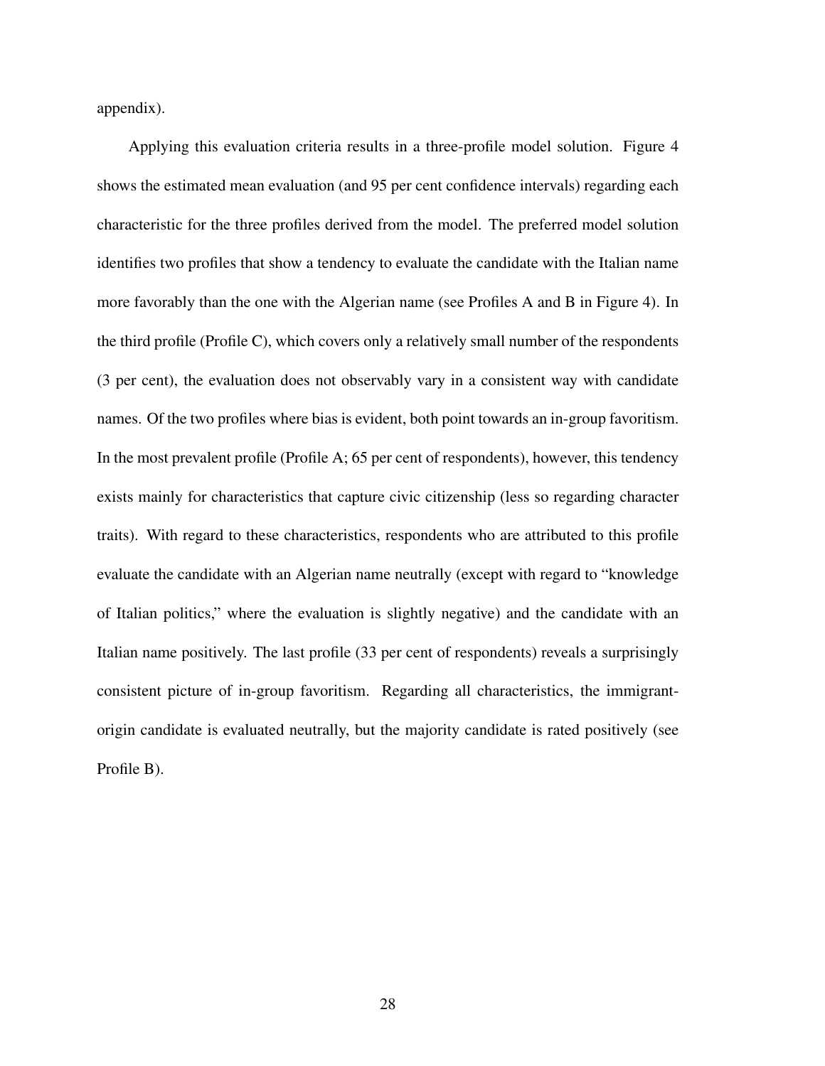appendix).

Applying this evaluation criteria results in a three-profile model solution. Figure 4 shows the estimated mean evaluation (and 95 per cent confidence intervals) regarding each characteristic for the three profiles derived from the model. The preferred model solution identifies two profiles that show a tendency to evaluate the candidate with the Italian name more favorably than the one with the Algerian name (see Profiles A and B in Figure 4). In the third profile (Profile C), which covers only a relatively small number of the respondents (3 per cent), the evaluation does not observably vary in a consistent way with candidate names. Of the two profiles where bias is evident, both point towards an in-group favoritism. In the most prevalent profile (Profile A; 65 per cent of respondents), however, this tendency exists mainly for characteristics that capture civic citizenship (less so regarding character traits). With regard to these characteristics, respondents who are attributed to this profile evaluate the candidate with an Algerian name neutrally (except with regard to "knowledge of Italian politics," where the evaluation is slightly negative) and the candidate with an Italian name positively. The last profile (33 per cent of respondents) reveals a surprisingly consistent picture of in-group favoritism. Regarding all characteristics, the immigrant-origin candidate is evaluated neutrally, but the majority candidate is rated positively (see Profile B).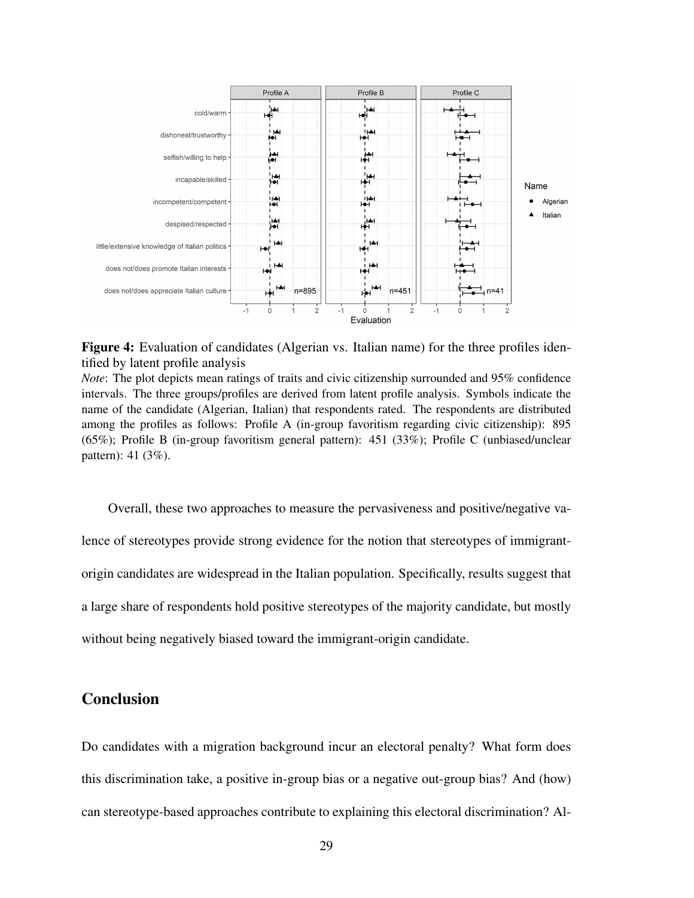**Figure 4:** Evaluation of candidates (Algerian vs. Italian name) for the three profiles identified by latent profile analysis

*Note*: The plot depicts mean ratings of traits and civic citizenship surrounded and 95% confidence intervals. The three groups/profiles are derived from latent profile analysis. Symbols indicate the name of the candidate (Algerian, Italian) that respondents rated. The respondents are distributed among the profiles as follows: Profile A (in-group favoritism regarding civic citizenship): 895 (65%); Profile B (in-group favoritism general pattern): 451 (33%); Profile C (unbiased/unclear pattern): 41 (3%).

Overall, these two approaches to measure the pervasiveness and positive/negative valence of stereotypes provide strong evidence for the notion that stereotypes of immigrant-origin candidates are widespread in the Italian population. Specifically, results suggest that a large share of respondents hold positive stereotypes of the majority candidate, but mostly without being negatively biased toward the immigrant-origin candidate.

## Conclusion

Do candidates with a migration background incur an electoral penalty? What form does this discrimination take, a positive in-group bias or a negative out-group bias? And (how) can stereotype-based approaches contribute to explaining this electoral discrimination? Al-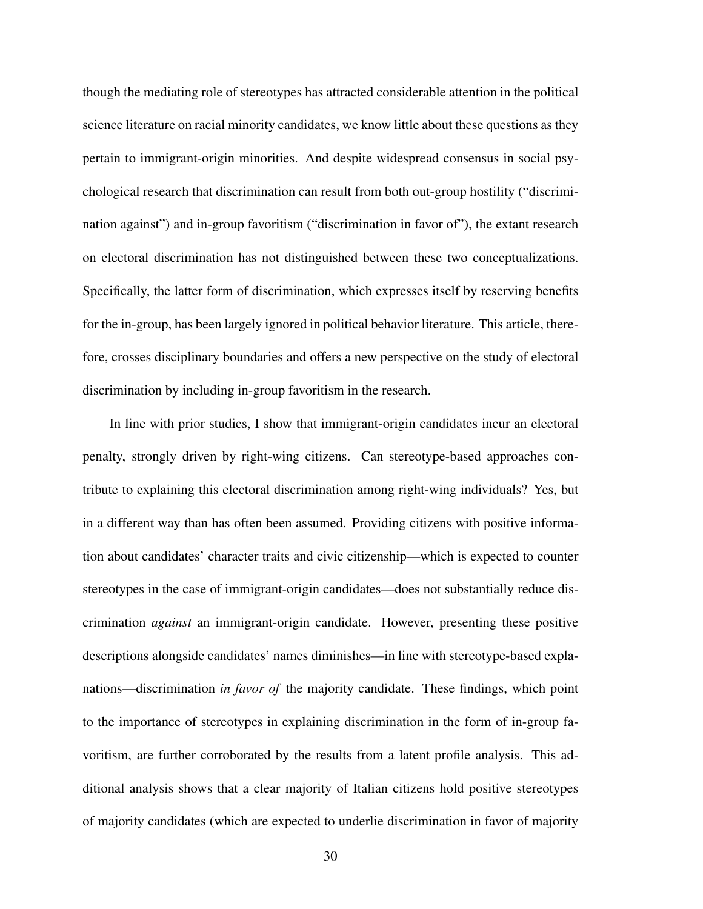though the mediating role of stereotypes has attracted considerable attention in the political science literature on racial minority candidates, we know little about these questions as they pertain to immigrant-origin minorities. And despite widespread consensus in social psychological research that discrimination can result from both out-group hostility ("discrimination against") and in-group favoritism ("discrimination in favor of"), the extant research on electoral discrimination has not distinguished between these two conceptualizations. Specifically, the latter form of discrimination, which expresses itself by reserving benefits for the in-group, has been largely ignored in political behavior literature. This article, therefore, crosses disciplinary boundaries and offers a new perspective on the study of electoral discrimination by including in-group favoritism in the research.

In line with prior studies, I show that immigrant-origin candidates incur an electoral penalty, strongly driven by right-wing citizens. Can stereotype-based approaches contribute to explaining this electoral discrimination among right-wing individuals? Yes, but in a different way than has often been assumed. Providing citizens with positive information about candidates' character traits and civic citizenship—which is expected to counter stereotypes in the case of immigrant-origin candidates—does not substantially reduce discrimination *against* an immigrant-origin candidate. However, presenting these positive descriptions alongside candidates' names diminishes—in line with stereotype-based explanations—discrimination *in favor of* the majority candidate. These findings, which point to the importance of stereotypes in explaining discrimination in the form of in-group favoritism, are further corroborated by the results from a latent profile analysis. This additional analysis shows that a clear majority of Italian citizens hold positive stereotypes of majority candidates (which are expected to underlie discrimination in favor of majority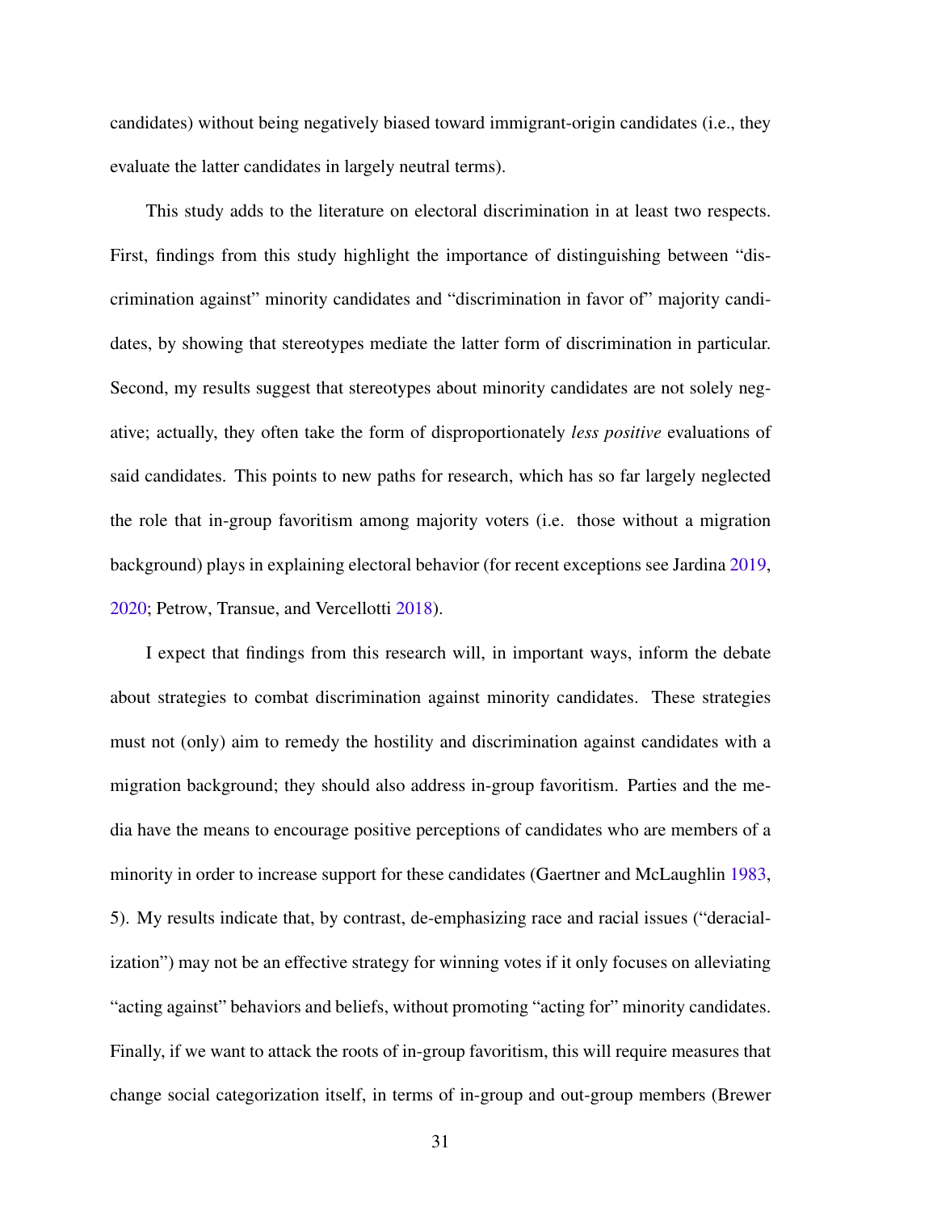candidates) without being negatively biased toward immigrant-origin candidates (i.e., they evaluate the latter candidates in largely neutral terms).

This study adds to the literature on electoral discrimination in at least two respects. First, findings from this study highlight the importance of distinguishing between "discrimination against" minority candidates and "discrimination in favor of" majority candidates, by showing that stereotypes mediate the latter form of discrimination in particular. Second, my results suggest that stereotypes about minority candidates are not solely negative; actually, they often take the form of disproportionately *less positive* evaluations of said candidates. This points to new paths for research, which has so far largely neglected the role that in-group favoritism among majority voters (i.e. those without a migration background) plays in explaining electoral behavior (for recent exceptions see Jardina 2019, 2020; Petrow, Transue, and Vercellotti 2018).

I expect that findings from this research will, in important ways, inform the debate about strategies to combat discrimination against minority candidates. These strategies must not (only) aim to remedy the hostility and discrimination against candidates with a migration background; they should also address in-group favoritism. Parties and the media have the means to encourage positive perceptions of candidates who are members of a minority in order to increase support for these candidates (Gaertner and McLaughlin 1983, 5). My results indicate that, by contrast, de-emphasizing race and racial issues ("deracialization") may not be an effective strategy for winning votes if it only focuses on alleviating "acting against" behaviors and beliefs, without promoting "acting for" minority candidates. Finally, if we want to attack the roots of in-group favoritism, this will require measures that change social categorization itself, in terms of in-group and out-group members (Brewer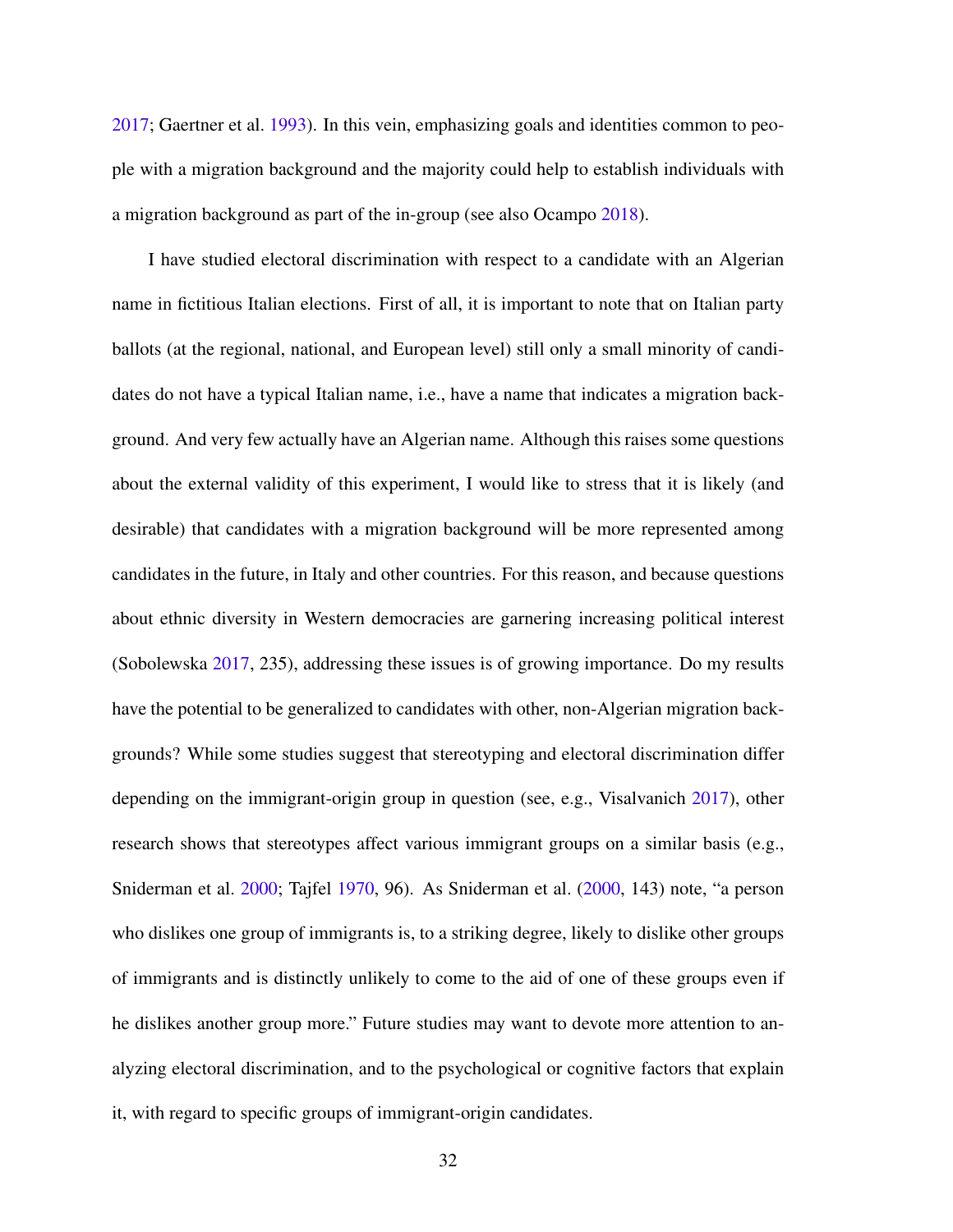2017; Gaertner et al. 1993). In this vein, emphasizing goals and identities common to people with a migration background and the majority could help to establish individuals with a migration background as part of the in-group (see also Ocampo 2018).

I have studied electoral discrimination with respect to a candidate with an Algerian name in fictitious Italian elections. First of all, it is important to note that on Italian party ballots (at the regional, national, and European level) still only a small minority of candidates do not have a typical Italian name, i.e., have a name that indicates a migration background. And very few actually have an Algerian name. Although this raises some questions about the external validity of this experiment, I would like to stress that it is likely (and desirable) that candidates with a migration background will be more represented among candidates in the future, in Italy and other countries. For this reason, and because questions about ethnic diversity in Western democracies are garnering increasing political interest (Sobolewska 2017, 235), addressing these issues is of growing importance. Do my results have the potential to be generalized to candidates with other, non-Algerian migration backgrounds? While some studies suggest that stereotyping and electoral discrimination differ depending on the immigrant-origin group in question (see, e.g., Visalvanich 2017), other research shows that stereotypes affect various immigrant groups on a similar basis (e.g., Sniderman et al. 2000; Tajfel 1970, 96). As Sniderman et al. (2000, 143) note, "a person who dislikes one group of immigrants is, to a striking degree, likely to dislike other groups of immigrants and is distinctly unlikely to come to the aid of one of these groups even if he dislikes another group more." Future studies may want to devote more attention to analyzing electoral discrimination, and to the psychological or cognitive factors that explain it, with regard to specific groups of immigrant-origin candidates.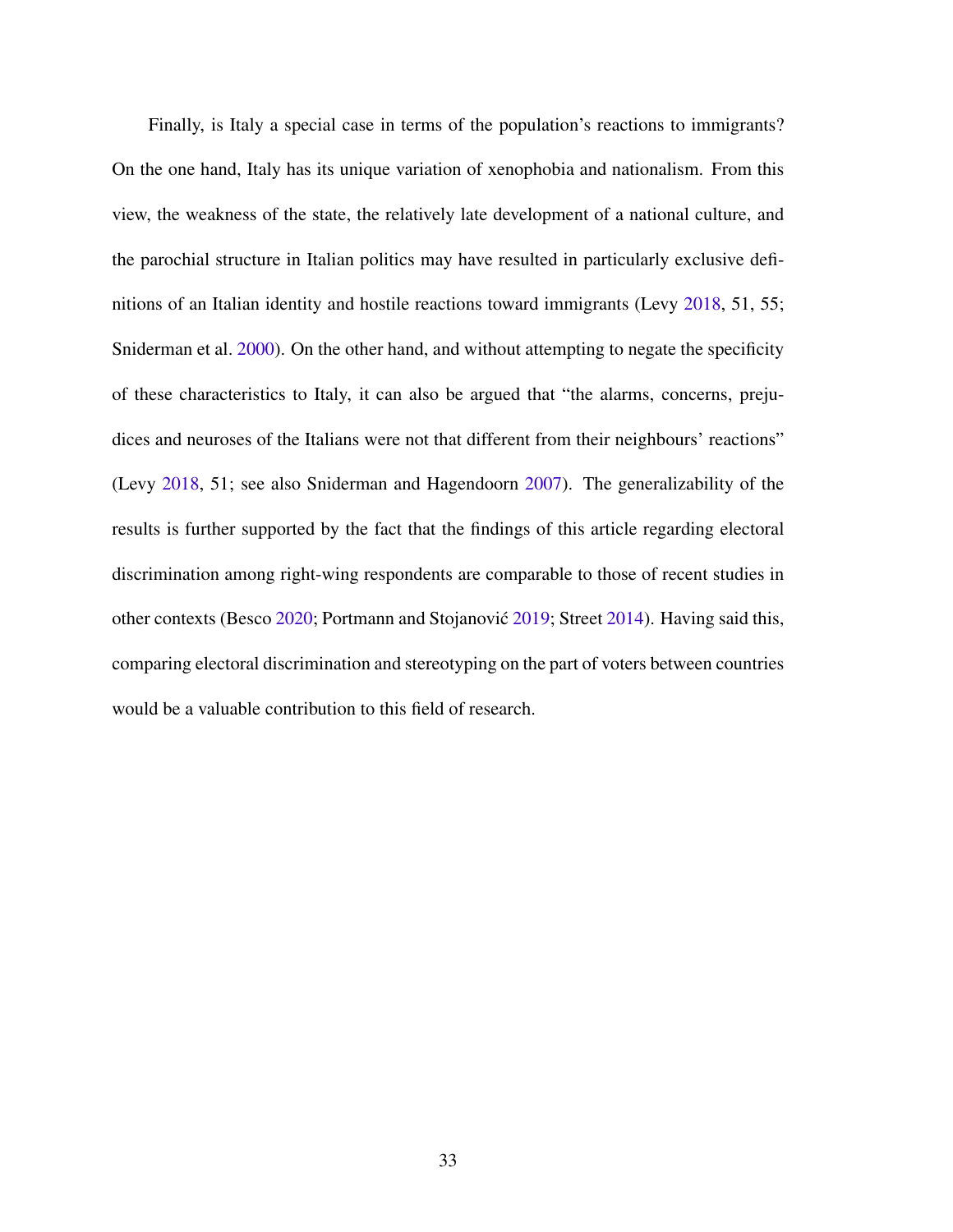Finally, is Italy a special case in terms of the population's reactions to immigrants? On the one hand, Italy has its unique variation of xenophobia and nationalism. From this view, the weakness of the state, the relatively late development of a national culture, and the parochial structure in Italian politics may have resulted in particularly exclusive definitions of an Italian identity and hostile reactions toward immigrants (Levy 2018, 51, 55; Sniderman et al. 2000). On the other hand, and without attempting to negate the specificity of these characteristics to Italy, it can also be argued that "the alarms, concerns, prejudices and neuroses of the Italians were not that different from their neighbours' reactions" (Levy 2018, 51; see also Sniderman and Hagendoorn 2007). The generalizability of the results is further supported by the fact that the findings of this article regarding electoral discrimination among right-wing respondents are comparable to those of recent studies in other contexts (Besco 2020; Portmann and Stojanović 2019; Street 2014). Having said this, comparing electoral discrimination and stereotyping on the part of voters between countries would be a valuable contribution to this field of research.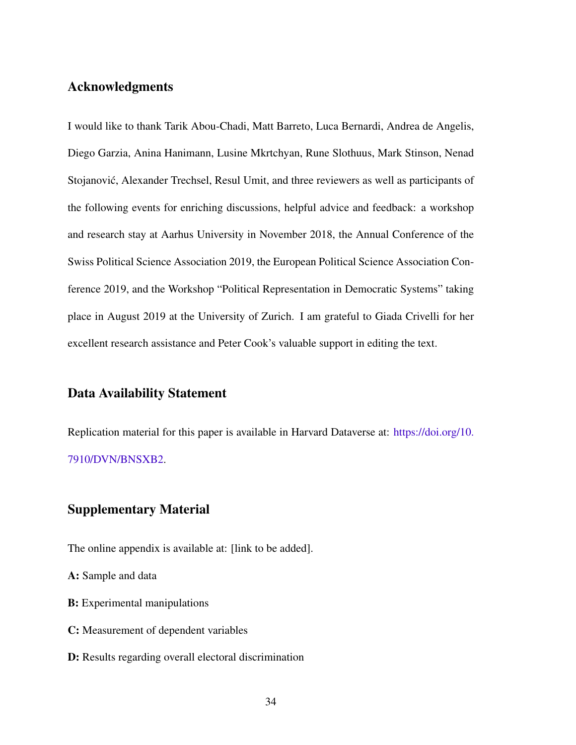## Acknowledgments

I would like to thank Tarik Abou-Chadi, Matt Barreto, Luca Bernardi, Andrea de Angelis, Diego Garzia, Anina Hanimann, Lusine Mkrtchyan, Rune Slothuus, Mark Stinson, Nenad Stojanović, Alexander Trechsel, Resul Umit, and three reviewers as well as participants of the following events for enriching discussions, helpful advice and feedback: a workshop and research stay at Aarhus University in November 2018, the Annual Conference of the Swiss Political Science Association 2019, the European Political Science Association Conference 2019, and the Workshop "Political Representation in Democratic Systems" taking place in August 2019 at the University of Zurich. I am grateful to Giada Crivelli for her excellent research assistance and Peter Cook's valuable support in editing the text.

## Data Availability Statement

Replication material for this paper is available in Harvard Dataverse at: https://doi.org/10.7910/DVN/BNSXB2.

## Supplementary Material

The online appendix is available at: [link to be added].

**A:** Sample and data

**B:** Experimental manipulations

**C:** Measurement of dependent variables

**D:** Results regarding overall electoral discrimination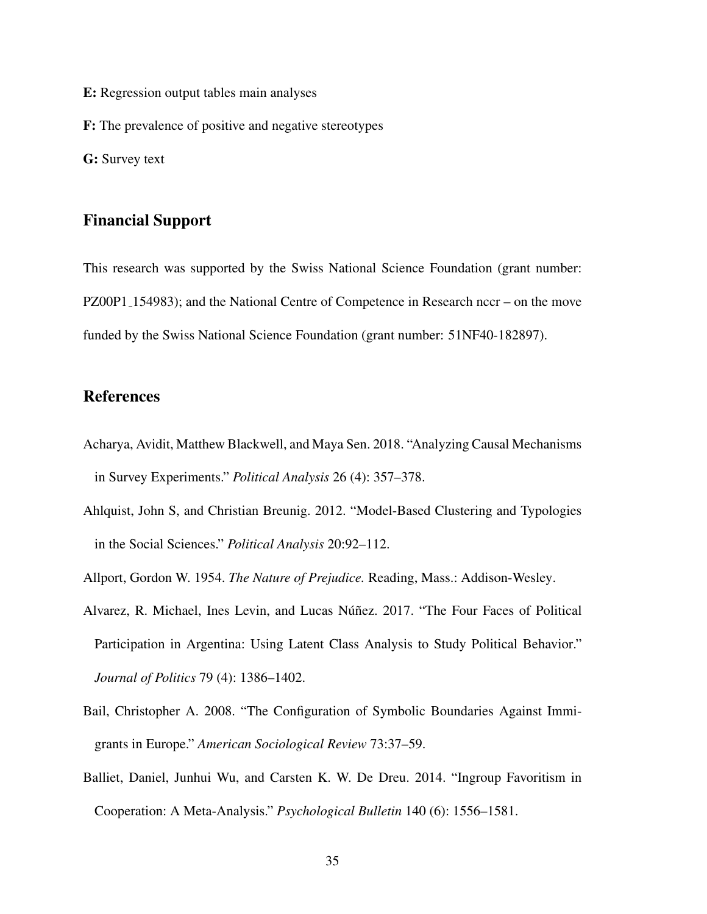**E:** Regression output tables main analyses

**F:** The prevalence of positive and negative stereotypes

**G:** Survey text

## Financial Support

This research was supported by the Swiss National Science Foundation (grant number: PZ00P1_154983); and the National Centre of Competence in Research nccr – on the move funded by the Swiss National Science Foundation (grant number: 51NF40-182897).

## References

Acharya, Avidit, Matthew Blackwell, and Maya Sen. 2018. "Analyzing Causal Mechanisms in Survey Experiments." *Political Analysis* 26 (4): 357–378.

Ahlquist, John S, and Christian Breunig. 2012. "Model-Based Clustering and Typologies in the Social Sciences." *Political Analysis* 20:92–112.

Allport, Gordon W. 1954. *The Nature of Prejudice.* Reading, Mass.: Addison-Wesley.

Alvarez, R. Michael, Ines Levin, and Lucas Núñez. 2017. "The Four Faces of Political Participation in Argentina: Using Latent Class Analysis to Study Political Behavior." *Journal of Politics* 79 (4): 1386–1402.

Bail, Christopher A. 2008. "The Configuration of Symbolic Boundaries Against Immigrants in Europe." *American Sociological Review* 73:37–59.

Balliet, Daniel, Junhui Wu, and Carsten K. W. De Dreu. 2014. "Ingroup Favoritism in Cooperation: A Meta-Analysis." *Psychological Bulletin* 140 (6): 1556–1581.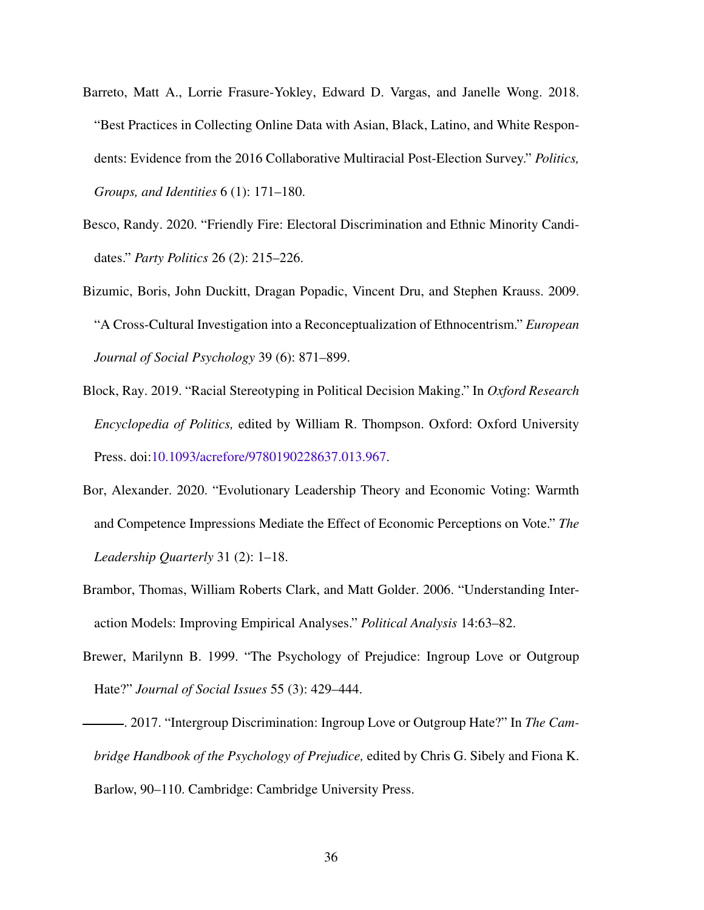Barreto, Matt A., Lorrie Frasure-Yokley, Edward D. Vargas, and Janelle Wong. 2018. "Best Practices in Collecting Online Data with Asian, Black, Latino, and White Respondents: Evidence from the 2016 Collaborative Multiracial Post-Election Survey." *Politics, Groups, and Identities* 6 (1): 171–180.

Besco, Randy. 2020. "Friendly Fire: Electoral Discrimination and Ethnic Minority Candidates." *Party Politics* 26 (2): 215–226.

Bizumic, Boris, John Duckitt, Dragan Popadic, Vincent Dru, and Stephen Krauss. 2009. "A Cross-Cultural Investigation into a Reconceptualization of Ethnocentrism." *European Journal of Social Psychology* 39 (6): 871–899.

Block, Ray. 2019. "Racial Stereotyping in Political Decision Making." In *Oxford Research Encyclopedia of Politics,* edited by William R. Thompson. Oxford: Oxford University Press. doi:10.1093/acrefore/9780190228637.013.967.

Bor, Alexander. 2020. "Evolutionary Leadership Theory and Economic Voting: Warmth and Competence Impressions Mediate the Effect of Economic Perceptions on Vote." *The Leadership Quarterly* 31 (2): 1–18.

Brambor, Thomas, William Roberts Clark, and Matt Golder. 2006. "Understanding Interaction Models: Improving Empirical Analyses." *Political Analysis* 14:63–82.

Brewer, Marilynn B. 1999. "The Psychology of Prejudice: Ingroup Love or Outgroup Hate?" *Journal of Social Issues* 55 (3): 429–444.

———. 2017. "Intergroup Discrimination: Ingroup Love or Outgroup Hate?" In *The Cambridge Handbook of the Psychology of Prejudice,* edited by Chris G. Sibely and Fiona K. Barlow, 90–110. Cambridge: Cambridge University Press.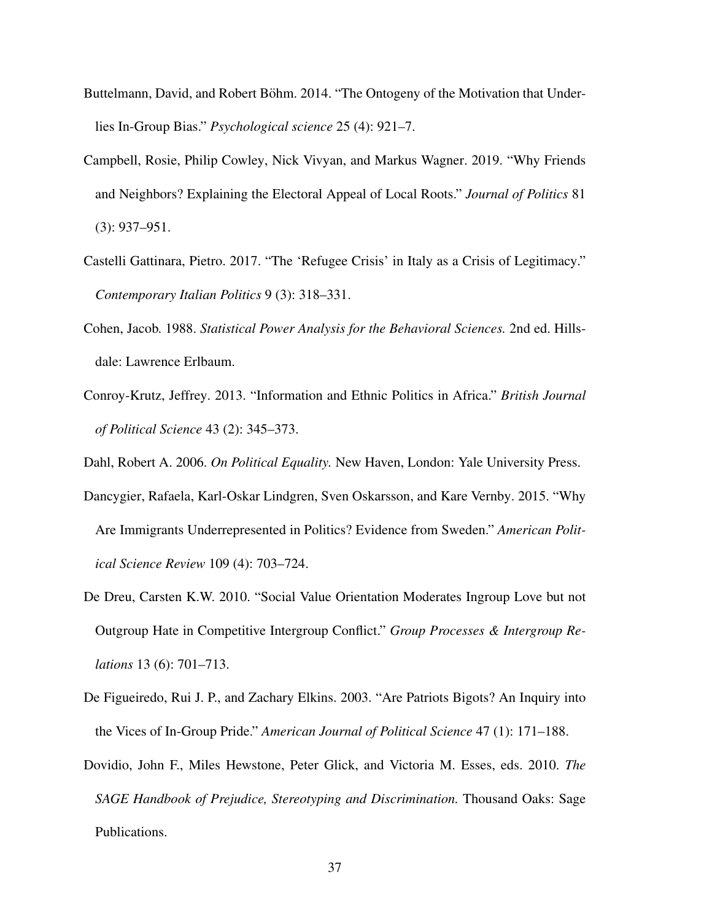Buttelmann, David, and Robert Böhm. 2014. "The Ontogeny of the Motivation that Underlies In-Group Bias." *Psychological science* 25 (4): 921–7.

Campbell, Rosie, Philip Cowley, Nick Vivyan, and Markus Wagner. 2019. "Why Friends and Neighbors? Explaining the Electoral Appeal of Local Roots." *Journal of Politics* 81 (3): 937–951.

Castelli Gattinara, Pietro. 2017. "The 'Refugee Crisis' in Italy as a Crisis of Legitimacy." *Contemporary Italian Politics* 9 (3): 318–331.

Cohen, Jacob. 1988. *Statistical Power Analysis for the Behavioral Sciences.* 2nd ed. Hillsdale: Lawrence Erlbaum.

Conroy-Krutz, Jeffrey. 2013. "Information and Ethnic Politics in Africa." *British Journal of Political Science* 43 (2): 345–373.

Dahl, Robert A. 2006. *On Political Equality.* New Haven, London: Yale University Press.

Dancygier, Rafaela, Karl-Oskar Lindgren, Sven Oskarsson, and Kare Vernby. 2015. "Why Are Immigrants Underrepresented in Politics? Evidence from Sweden." *American Political Science Review* 109 (4): 703–724.

De Dreu, Carsten K.W. 2010. "Social Value Orientation Moderates Ingroup Love but not Outgroup Hate in Competitive Intergroup Conflict." *Group Processes & Intergroup Relations* 13 (6): 701–713.

De Figueiredo, Rui J. P., and Zachary Elkins. 2003. "Are Patriots Bigots? An Inquiry into the Vices of In-Group Pride." *American Journal of Political Science* 47 (1): 171–188.

Dovidio, John F., Miles Hewstone, Peter Glick, and Victoria M. Esses, eds. 2010. *The SAGE Handbook of Prejudice, Stereotyping and Discrimination.* Thousand Oaks: Sage Publications.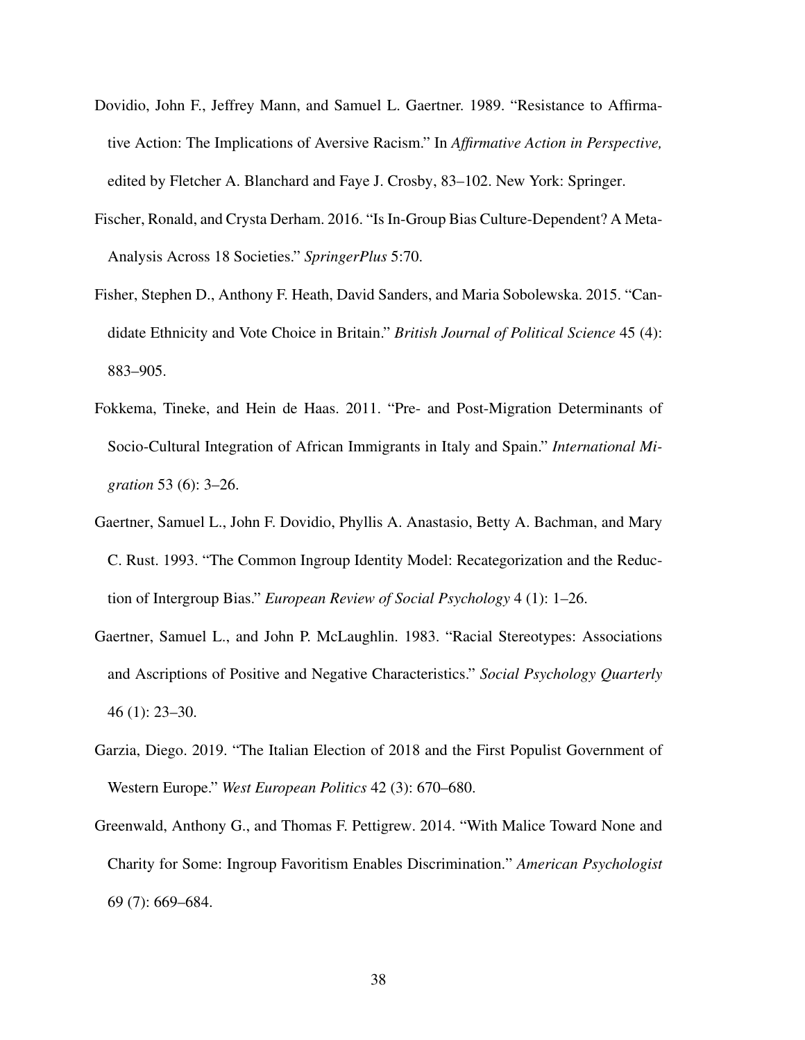Dovidio, John F., Jeffrey Mann, and Samuel L. Gaertner. 1989. "Resistance to Affirmative Action: The Implications of Aversive Racism." In *Affirmative Action in Perspective,* edited by Fletcher A. Blanchard and Faye J. Crosby, 83–102. New York: Springer.

Fischer, Ronald, and Crysta Derham. 2016. "Is In-Group Bias Culture-Dependent? A Meta-Analysis Across 18 Societies." *SpringerPlus* 5:70.

Fisher, Stephen D., Anthony F. Heath, David Sanders, and Maria Sobolewska. 2015. "Candidate Ethnicity and Vote Choice in Britain." *British Journal of Political Science* 45 (4): 883–905.

Fokkema, Tineke, and Hein de Haas. 2011. "Pre- and Post-Migration Determinants of Socio-Cultural Integration of African Immigrants in Italy and Spain." *International Migration* 53 (6): 3–26.

Gaertner, Samuel L., John F. Dovidio, Phyllis A. Anastasio, Betty A. Bachman, and Mary C. Rust. 1993. "The Common Ingroup Identity Model: Recategorization and the Reduction of Intergroup Bias." *European Review of Social Psychology* 4 (1): 1–26.

Gaertner, Samuel L., and John P. McLaughlin. 1983. "Racial Stereotypes: Associations and Ascriptions of Positive and Negative Characteristics." *Social Psychology Quarterly* 46 (1): 23–30.

Garzia, Diego. 2019. "The Italian Election of 2018 and the First Populist Government of Western Europe." *West European Politics* 42 (3): 670–680.

Greenwald, Anthony G., and Thomas F. Pettigrew. 2014. "With Malice Toward None and Charity for Some: Ingroup Favoritism Enables Discrimination." *American Psychologist* 69 (7): 669–684.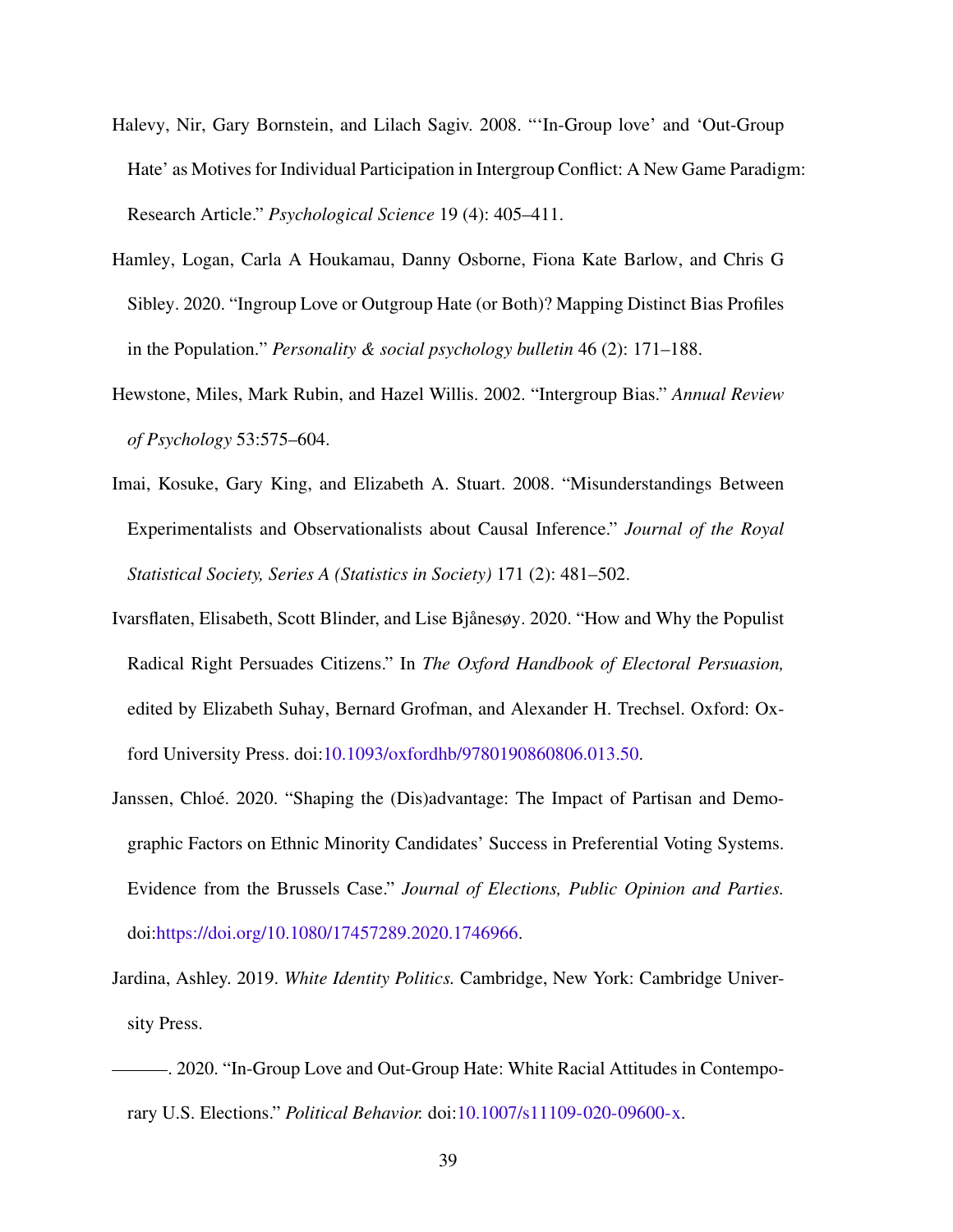Halevy, Nir, Gary Bornstein, and Lilach Sagiv. 2008. "'In-Group love' and 'Out-Group Hate' as Motives for Individual Participation in Intergroup Conflict: A New Game Paradigm: Research Article." *Psychological Science* 19 (4): 405–411.

Hamley, Logan, Carla A Houkamau, Danny Osborne, Fiona Kate Barlow, and Chris G Sibley. 2020. "Ingroup Love or Outgroup Hate (or Both)? Mapping Distinct Bias Profiles in the Population." *Personality & social psychology bulletin* 46 (2): 171–188.

Hewstone, Miles, Mark Rubin, and Hazel Willis. 2002. "Intergroup Bias." *Annual Review of Psychology* 53:575–604.

Imai, Kosuke, Gary King, and Elizabeth A. Stuart. 2008. "Misunderstandings Between Experimentalists and Observationalists about Causal Inference." *Journal of the Royal Statistical Society, Series A (Statistics in Society)* 171 (2): 481–502.

Ivarsflaten, Elisabeth, Scott Blinder, and Lise Bjånesøy. 2020. "How and Why the Populist Radical Right Persuades Citizens." In *The Oxford Handbook of Electoral Persuasion,* edited by Elizabeth Suhay, Bernard Grofman, and Alexander H. Trechsel. Oxford: Oxford University Press. doi:10.1093/oxfordhb/9780190860806.013.50.

Janssen, Chloé. 2020. "Shaping the (Dis)advantage: The Impact of Partisan and Demographic Factors on Ethnic Minority Candidates' Success in Preferential Voting Systems. Evidence from the Brussels Case." *Journal of Elections, Public Opinion and Parties.* doi:https://doi.org/10.1080/17457289.2020.1746966.

Jardina, Ashley. 2019. *White Identity Politics.* Cambridge, New York: Cambridge University Press.

———. 2020. "In-Group Love and Out-Group Hate: White Racial Attitudes in Contemporary U.S. Elections." *Political Behavior.* doi:10.1007/s11109-020-09600-x.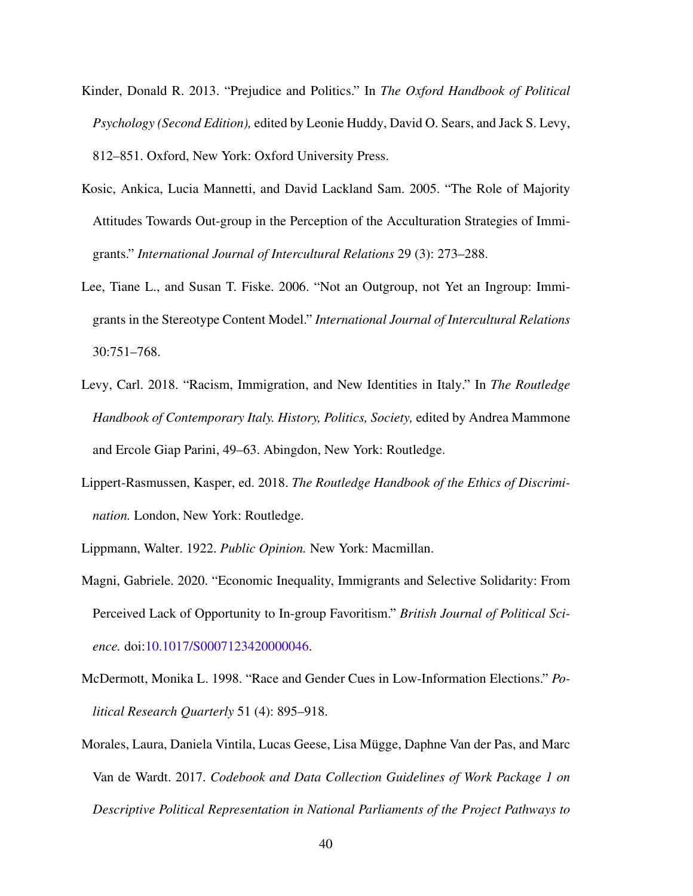Kinder, Donald R. 2013. "Prejudice and Politics." In *The Oxford Handbook of Political Psychology (Second Edition),* edited by Leonie Huddy, David O. Sears, and Jack S. Levy, 812–851. Oxford, New York: Oxford University Press.

Kosic, Ankica, Lucia Mannetti, and David Lackland Sam. 2005. "The Role of Majority Attitudes Towards Out-group in the Perception of the Acculturation Strategies of Immigrants." *International Journal of Intercultural Relations* 29 (3): 273–288.

Lee, Tiane L., and Susan T. Fiske. 2006. "Not an Outgroup, not Yet an Ingroup: Immigrants in the Stereotype Content Model." *International Journal of Intercultural Relations* 30:751–768.

Levy, Carl. 2018. "Racism, Immigration, and New Identities in Italy." In *The Routledge Handbook of Contemporary Italy. History, Politics, Society,* edited by Andrea Mammone and Ercole Giap Parini, 49–63. Abingdon, New York: Routledge.

Lippert-Rasmussen, Kasper, ed. 2018. *The Routledge Handbook of the Ethics of Discrimination.* London, New York: Routledge.

Lippmann, Walter. 1922. *Public Opinion.* New York: Macmillan.

Magni, Gabriele. 2020. "Economic Inequality, Immigrants and Selective Solidarity: From Perceived Lack of Opportunity to In-group Favoritism." *British Journal of Political Science.* doi:10.1017/S0007123420000046.

McDermott, Monika L. 1998. "Race and Gender Cues in Low-Information Elections." *Political Research Quarterly* 51 (4): 895–918.

Morales, Laura, Daniela Vintila, Lucas Geese, Lisa Mügge, Daphne Van der Pas, and Marc Van de Wardt. 2017. *Codebook and Data Collection Guidelines of Work Package 1 on Descriptive Political Representation in National Parliaments of the Project Pathways to*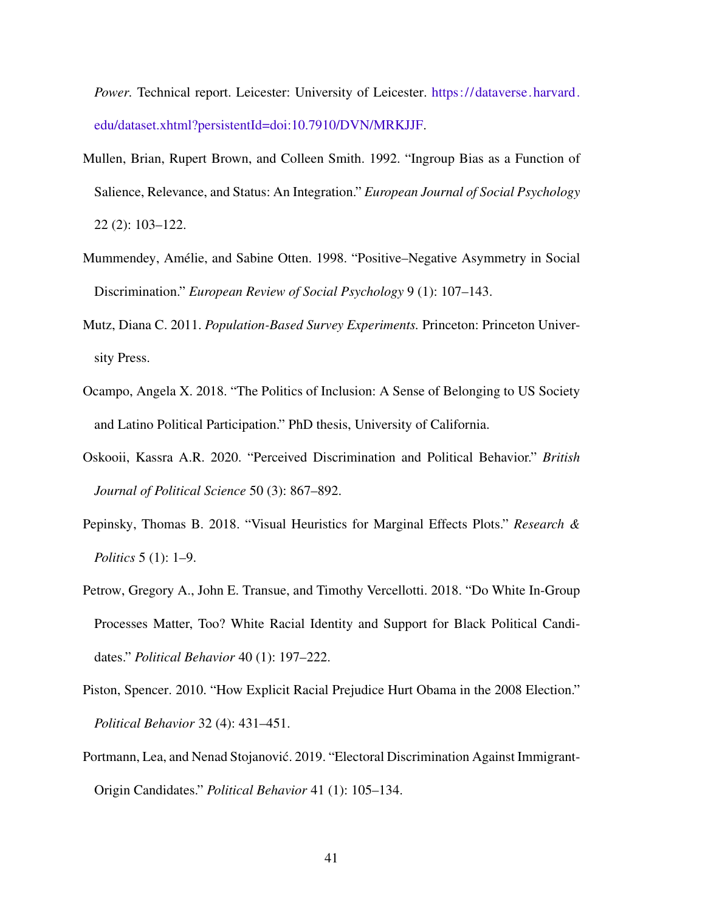*Power*. Technical report. Leicester: University of Leicester. https://dataverse.harvard.edu/dataset.xhtml?persistentId=doi:10.7910/DVN/MRKJJF.

Mullen, Brian, Rupert Brown, and Colleen Smith. 1992. "Ingroup Bias as a Function of Salience, Relevance, and Status: An Integration." *European Journal of Social Psychology* 22 (2): 103–122.

Mummendey, Amélie, and Sabine Otten. 1998. "Positive–Negative Asymmetry in Social Discrimination." *European Review of Social Psychology* 9 (1): 107–143.

Mutz, Diana C. 2011. *Population-Based Survey Experiments.* Princeton: Princeton University Press.

Ocampo, Angela X. 2018. "The Politics of Inclusion: A Sense of Belonging to US Society and Latino Political Participation." PhD thesis, University of California.

Oskooii, Kassra A.R. 2020. "Perceived Discrimination and Political Behavior." *British Journal of Political Science* 50 (3): 867–892.

Pepinsky, Thomas B. 2018. "Visual Heuristics for Marginal Effects Plots." *Research & Politics* 5 (1): 1–9.

Petrow, Gregory A., John E. Transue, and Timothy Vercellotti. 2018. "Do White In-Group Processes Matter, Too? White Racial Identity and Support for Black Political Candidates." *Political Behavior* 40 (1): 197–222.

Piston, Spencer. 2010. "How Explicit Racial Prejudice Hurt Obama in the 2008 Election." *Political Behavior* 32 (4): 431–451.

Portmann, Lea, and Nenad Stojanović. 2019. "Electoral Discrimination Against Immigrant-Origin Candidates." *Political Behavior* 41 (1): 105–134.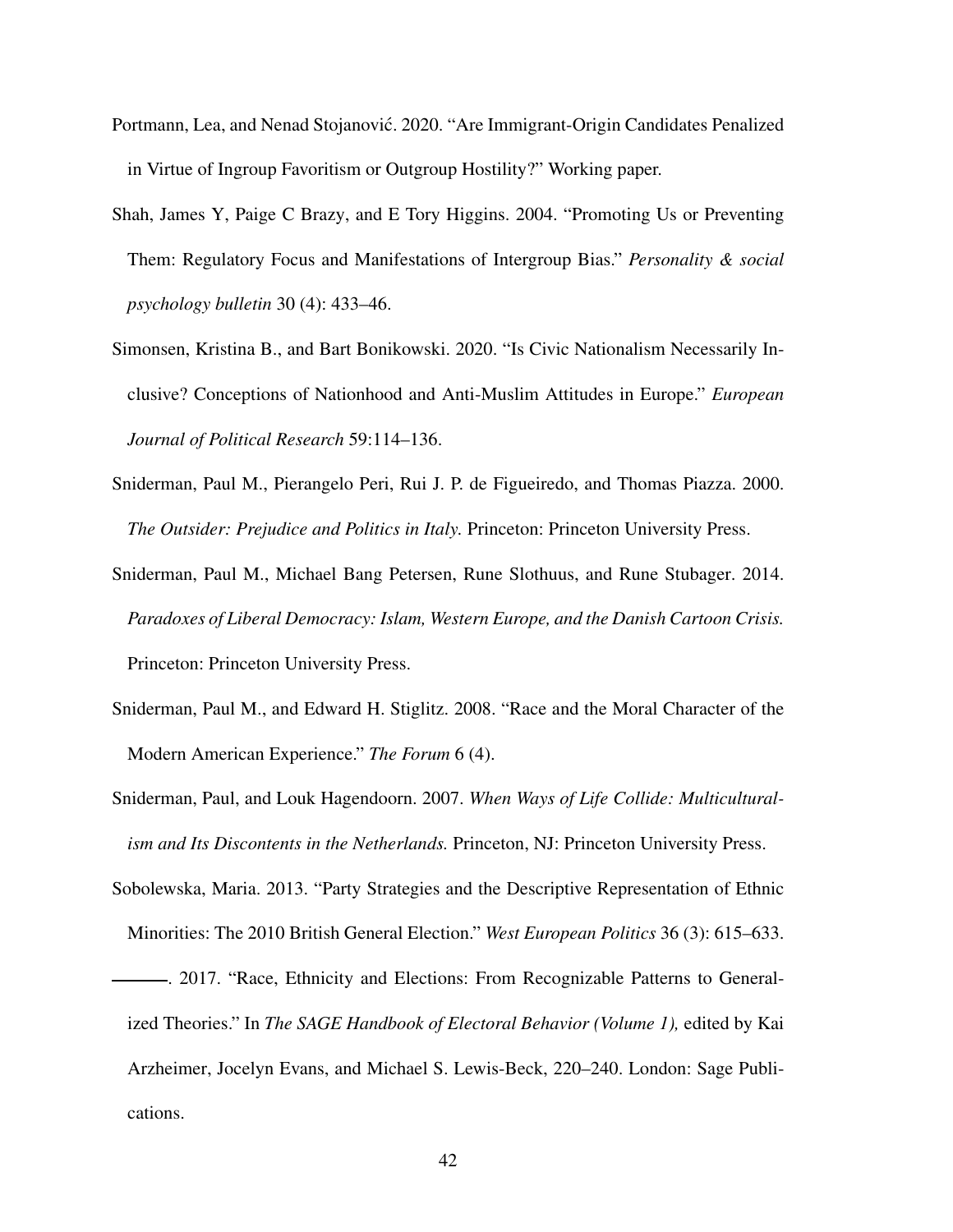Portmann, Lea, and Nenad Stojanović. 2020. "Are Immigrant-Origin Candidates Penalized in Virtue of Ingroup Favoritism or Outgroup Hostility?" Working paper.

Shah, James Y, Paige C Brazy, and E Tory Higgins. 2004. "Promoting Us or Preventing Them: Regulatory Focus and Manifestations of Intergroup Bias." *Personality & social psychology bulletin* 30 (4): 433–46.

Simonsen, Kristina B., and Bart Bonikowski. 2020. "Is Civic Nationalism Necessarily Inclusive? Conceptions of Nationhood and Anti-Muslim Attitudes in Europe." *European Journal of Political Research* 59:114–136.

Sniderman, Paul M., Pierangelo Peri, Rui J. P. de Figueiredo, and Thomas Piazza. 2000. *The Outsider: Prejudice and Politics in Italy.* Princeton: Princeton University Press.

Sniderman, Paul M., Michael Bang Petersen, Rune Slothuus, and Rune Stubager. 2014. *Paradoxes of Liberal Democracy: Islam, Western Europe, and the Danish Cartoon Crisis.* Princeton: Princeton University Press.

Sniderman, Paul M., and Edward H. Stiglitz. 2008. "Race and the Moral Character of the Modern American Experience." *The Forum* 6 (4).

Sniderman, Paul, and Louk Hagendoorn. 2007. *When Ways of Life Collide: Multiculturalism and Its Discontents in the Netherlands.* Princeton, NJ: Princeton University Press.

Sobolewska, Maria. 2013. "Party Strategies and the Descriptive Representation of Ethnic Minorities: The 2010 British General Election." *West European Politics* 36 (3): 615–633.

———. 2017. "Race, Ethnicity and Elections: From Recognizable Patterns to Generalized Theories." In *The SAGE Handbook of Electoral Behavior (Volume 1),* edited by Kai Arzheimer, Jocelyn Evans, and Michael S. Lewis-Beck, 220–240. London: Sage Publications.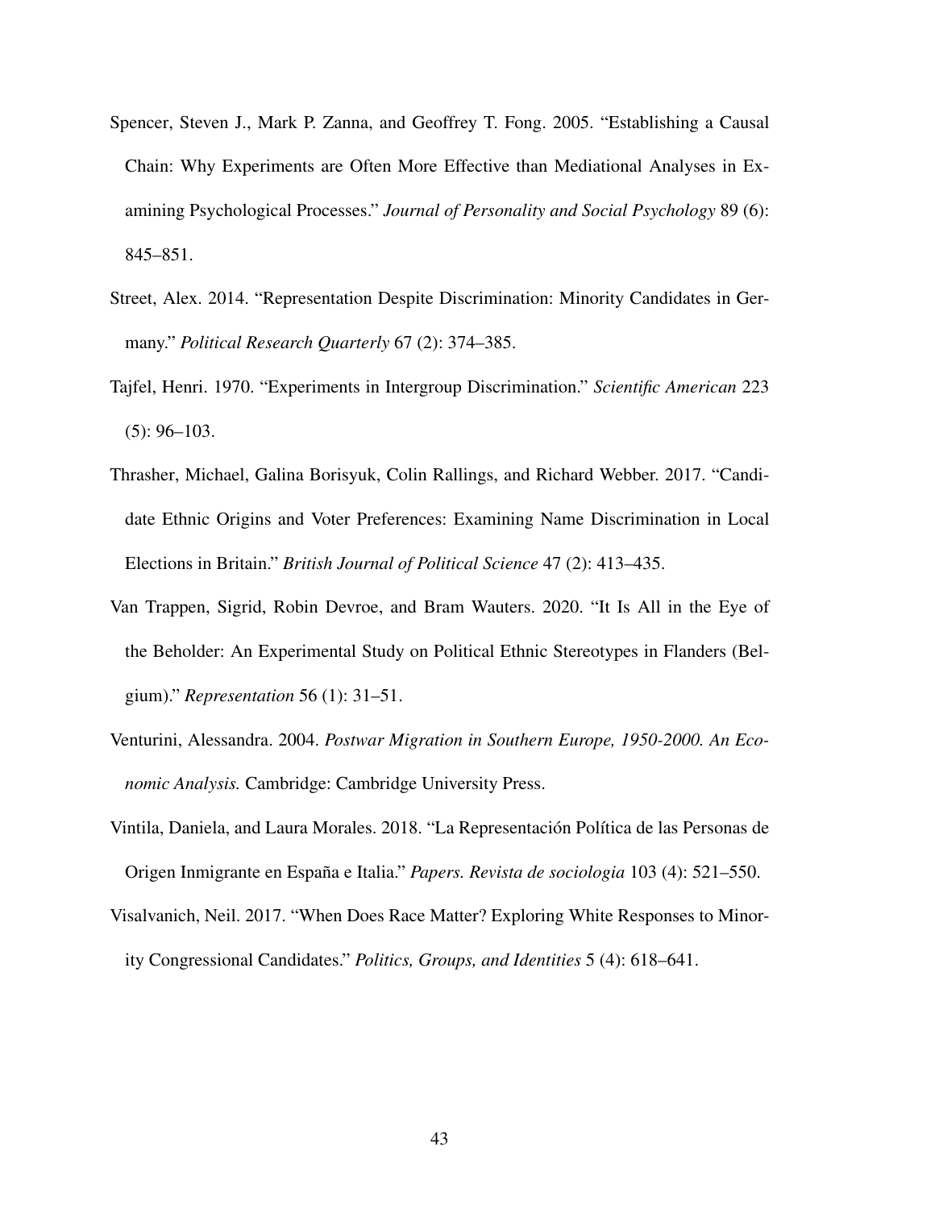Spencer, Steven J., Mark P. Zanna, and Geoffrey T. Fong. 2005. "Establishing a Causal Chain: Why Experiments are Often More Effective than Mediational Analyses in Examining Psychological Processes." *Journal of Personality and Social Psychology* 89 (6): 845–851.

Street, Alex. 2014. "Representation Despite Discrimination: Minority Candidates in Germany." *Political Research Quarterly* 67 (2): 374–385.

Tajfel, Henri. 1970. "Experiments in Intergroup Discrimination." *Scientific American* 223 (5): 96–103.

Thrasher, Michael, Galina Borisyuk, Colin Rallings, and Richard Webber. 2017. "Candidate Ethnic Origins and Voter Preferences: Examining Name Discrimination in Local Elections in Britain." *British Journal of Political Science* 47 (2): 413–435.

Van Trappen, Sigrid, Robin Devroe, and Bram Wauters. 2020. "It Is All in the Eye of the Beholder: An Experimental Study on Political Ethnic Stereotypes in Flanders (Belgium)." *Representation* 56 (1): 31–51.

Venturini, Alessandra. 2004. *Postwar Migration in Southern Europe, 1950-2000. An Economic Analysis.* Cambridge: Cambridge University Press.

Vintila, Daniela, and Laura Morales. 2018. "La Representación Política de las Personas de Origen Inmigrante en España e Italia." *Papers. Revista de sociologia* 103 (4): 521–550.

Visalvanich, Neil. 2017. "When Does Race Matter? Exploring White Responses to Minority Congressional Candidates." *Politics, Groups, and Identities* 5 (4): 618–641.